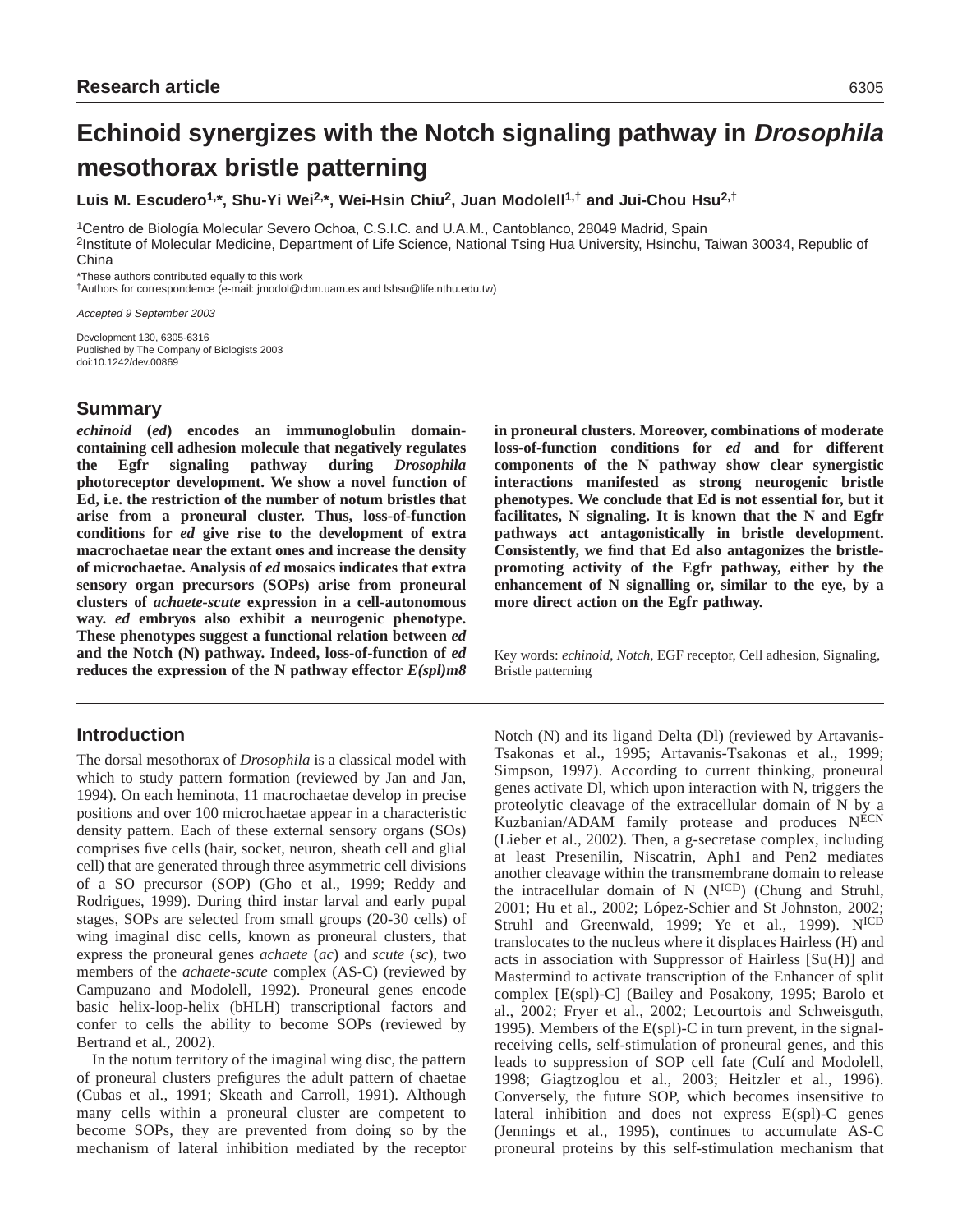Research article

# Echinoid synergizes with the Notch signaling pathway in *Drosophila* mesothorax bristle patterning

**Luis M. Escudero[1,*], Shu-Yi Wei[2,*], Wei-Hsin Chiu[2], Juan Modolell[1,†] and Jui-Chou Hsu[2,†]**

[1]Centro de Biología Molecular Severo Ochoa, C.S.I.C. and U.A.M., Cantoblanco, 28049 Madrid, Spain
[2]Institute of Molecular Medicine, Department of Life Science, National Tsing Hua University, Hsinchu, Taiwan 30034, Republic of China

*These authors contributed equally to this work
†Authors for correspondence (e-mail: jmodol@cbm.uam.es and lshsu@life.nthu.edu.tw)

*Accepted 9 September 2003*

Development 130, 6305-6316
Published by The Company of Biologists 2003
doi:10.1242/dev.00869

## Summary

***echinoid* (*ed*) encodes an immunoglobulin domain-containing cell adhesion molecule that negatively regulates the Egfr signaling pathway during *Drosophila* photoreceptor development. We show a novel function of Ed, i.e. the restriction of the number of notum bristles that arise from a proneural cluster. Thus, loss-of-function conditions for *ed* give rise to the development of extra macrochaetae near the extant ones and increase the density of microchaetae. Analysis of *ed* mosaics indicates that extra sensory organ precursors (SOPs) arise from proneural clusters of *achaete-scute* expression in a cell-autonomous way. *ed* embryos also exhibit a neurogenic phenotype. These phenotypes suggest a functional relation between *ed* and the Notch (N) pathway. Indeed, loss-of-function of *ed* reduces the expression of the N pathway effector *E(spl)m8* in proneural clusters. Moreover, combinations of moderate loss-of-function conditions for *ed* and for different components of the N pathway show clear synergistic interactions manifested as strong neurogenic bristle phenotypes. We conclude that Ed is not essential for, but it facilitates, N signaling. It is known that the N and Egfr pathways act antagonistically in bristle development. Consistently, we find that Ed also antagonizes the bristle-promoting activity of the Egfr pathway, either by the enhancement of N signalling or, similar to the eye, by a more direct action on the Egfr pathway.**

Key words: *echinoid*, *Notch*, EGF receptor, Cell adhesion, Signaling, Bristle patterning

## Introduction

The dorsal mesothorax of *Drosophila* is a classical model with which to study pattern formation (reviewed by Jan and Jan, 1994). On each heminota, 11 macrochaetae develop in precise positions and over 100 microchaetae appear in a characteristic density pattern. Each of these external sensory organs (SOs) comprises five cells (hair, socket, neuron, sheath cell and glial cell) that are generated through three asymmetric cell divisions of a SO precursor (SOP) (Gho et al., 1999; Reddy and Rodrigues, 1999). During third instar larval and early pupal stages, SOPs are selected from small groups (20-30 cells) of wing imaginal disc cells, known as proneural clusters, that express the proneural genes *achaete* (*ac*) and *scute* (*sc*), two members of the *achaete-scute* complex (AS-C) (reviewed by Campuzano and Modolell, 1992). Proneural genes encode basic helix-loop-helix (bHLH) transcriptional factors and confer to cells the ability to become SOPs (reviewed by Bertrand et al., 2002).

In the notum territory of the imaginal wing disc, the pattern of proneural clusters prefigures the adult pattern of chaetae (Cubas et al., 1991; Skeath and Carroll, 1991). Although many cells within a proneural cluster are competent to become SOPs, they are prevented from doing so by the mechanism of lateral inhibition mediated by the receptor Notch (N) and its ligand Delta (Dl) (reviewed by Artavanis-Tsakonas et al., 1995; Artavanis-Tsakonas et al., 1999; Simpson, 1997). According to current thinking, proneural genes activate Dl, which upon interaction with N, triggers the proteolytic cleavage of the extracellular domain of N by a Kuzbanian/ADAM family protease and produces $N^{ECN}$ (Lieber et al., 2002). Then, a g-secretase complex, including at least Presenilin, Niscatrin, Aph1 and Pen2 mediates another cleavage within the transmembrane domain to release the intracellular domain of N ($N^{ICD}$) (Chung and Struhl, 2001; Hu et al., 2002; López-Schier and St Johnston, 2002; Struhl and Greenwald, 1999; Ye et al., 1999). $N^{ICD}$ translocates to the nucleus where it displaces Hairless (H) and acts in association with Suppressor of Hairless [Su(H)] and Mastermind to activate transcription of the Enhancer of split complex [E(spl)-C] (Bailey and Posakony, 1995; Barolo et al., 2002; Fryer et al., 2002; Lecourtois and Schweisguth, 1995). Members of the E(spl)-C in turn prevent, in the signal-receiving cells, self-stimulation of proneural genes, and this leads to suppression of SOP cell fate (Culí and Modolell, 1998; Giagtzoglou et al., 2003; Heitzler et al., 1996). Conversely, the future SOP, which becomes insensitive to lateral inhibition and does not express E(spl)-C genes (Jennings et al., 1995), continues to accumulate AS-C proneural proteins by this self-stimulation mechanism that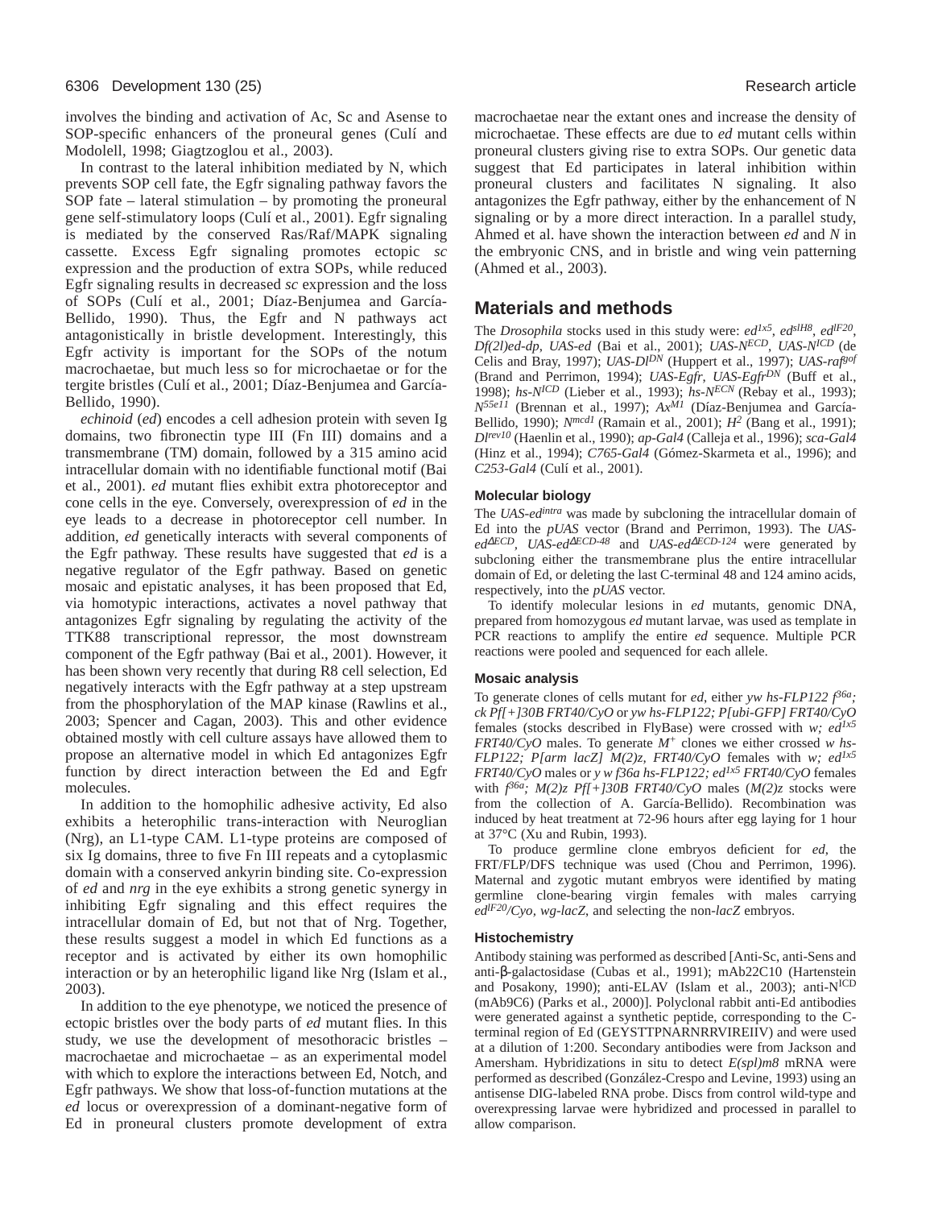involves the binding and activation of Ac, Sc and Asense to SOP-specific enhancers of the proneural genes (Culí and Modolell, 1998; Giagtzoglou et al., 2003).

In contrast to the lateral inhibition mediated by N, which prevents SOP cell fate, the Egfr signaling pathway favors the SOP fate – lateral stimulation – by promoting the proneural gene self-stimulatory loops (Culí et al., 2001). Egfr signaling is mediated by the conserved Ras/Raf/MAPK signaling cassette. Excess Egfr signaling promotes ectopic *sc* expression and the production of extra SOPs, while reduced Egfr signaling results in decreased *sc* expression and the loss of SOPs (Culí et al., 2001; Díaz-Benjumea and García-Bellido, 1990). Thus, the Egfr and N pathways act antagonistically in bristle development. Interestingly, this Egfr activity is important for the SOPs of the notum macrochaetae, but much less so for microchaetae or for the tergite bristles (Culí et al., 2001; Díaz-Benjumea and García-Bellido, 1990).

*echinoid* (*ed*) encodes a cell adhesion protein with seven Ig domains, two fibronectin type III (Fn III) domains and a transmembrane (TM) domain, followed by a 315 amino acid intracellular domain with no identifiable functional motif (Bai et al., 2001). *ed* mutant flies exhibit extra photoreceptor and cone cells in the eye. Conversely, overexpression of *ed* in the eye leads to a decrease in photoreceptor cell number. In addition, *ed* genetically interacts with several components of the Egfr pathway. These results have suggested that *ed* is a negative regulator of the Egfr pathway. Based on genetic mosaic and epistatic analyses, it has been proposed that Ed, via homotypic interactions, activates a novel pathway that antagonizes Egfr signaling by regulating the activity of the TTK88 transcriptional repressor, the most downstream component of the Egfr pathway (Bai et al., 2001). However, it has been shown very recently that during R8 cell selection, Ed negatively interacts with the Egfr pathway at a step upstream from the phosphorylation of the MAP kinase (Rawlins et al., 2003; Spencer and Cagan, 2003). This and other evidence obtained mostly with cell culture assays have allowed them to propose an alternative model in which Ed antagonizes Egfr function by direct interaction between the Ed and Egfr molecules.

In addition to the homophilic adhesive activity, Ed also exhibits a heterophilic trans-interaction with Neuroglian (Nrg), an L1-type CAM. L1-type proteins are composed of six Ig domains, three to five Fn III repeats and a cytoplasmic domain with a conserved ankyrin binding site. Co-expression of *ed* and *nrg* in the eye exhibits a strong genetic synergy in inhibiting Egfr signaling and this effect requires the intracellular domain of Ed, but not that of Nrg. Together, these results suggest a model in which Ed functions as a receptor and is activated by either its own homophilic interaction or by an heterophilic ligand like Nrg (Islam et al., 2003).

In addition to the eye phenotype, we noticed the presence of ectopic bristles over the body parts of *ed* mutant flies. In this study, we use the development of mesothoracic bristles – macrochaetae and microchaetae – as an experimental model with which to explore the interactions between Ed, Notch, and Egfr pathways. We show that loss-of-function mutations at the *ed* locus or overexpression of a dominant-negative form of Ed in proneural clusters promote development of extra macrochaetae near the extant ones and increase the density of microchaetae. These effects are due to *ed* mutant cells within proneural clusters giving rise to extra SOPs. Our genetic data suggest that Ed participates in lateral inhibition within proneural clusters and facilitates N signaling. It also antagonizes the Egfr pathway, either by the enhancement of N signaling or by a more direct interaction. In a parallel study, Ahmed et al. have shown the interaction between *ed* and *N* in the embryonic CNS, and in bristle and wing vein patterning (Ahmed et al., 2003).

## Materials and methods

The *Drosophila* stocks used in this study were: $ed^{1x5}$, $ed^{slH8}$, $ed^{lF20}$, *Df(2l)ed-dp*, *UAS-ed* (Bai et al., 2001); *UAS-N*$^{ECD}$, *UAS-N*$^{ICD}$ (de Celis and Bray, 1997); *UAS-Dl*$^{DN}$ (Huppert et al., 1997); *UAS-raf*$^{gof}$ (Brand and Perrimon, 1994); *UAS-Egfr*, *UAS-Egfr*$^{DN}$ (Buff et al., 1998); *hs-N*$^{ICD}$ (Lieber et al., 1993); *hs-N*$^{ECN}$ (Rebay et al., 1993); $N^{55e11}$ (Brennan et al., 1997); $Ax^{M1}$ (Díaz-Benjumea and García-Bellido, 1990); $N^{mcd1}$ (Ramain et al., 2001); $H^2$ (Bang et al., 1991); $Dl^{rev10}$ (Haenlin et al., 1990); *ap-Gal4* (Calleja et al., 1996); *sca-Gal4* (Hinz et al., 1994); *C765-Gal4* (Gómez-Skarmeta et al., 1996); and *C253-Gal4* (Culí et al., 2001).

### Molecular biology

The *UAS-ed*$^{intra}$ was made by subcloning the intracellular domain of Ed into the *pUAS* vector (Brand and Perrimon, 1993). The *UAS-ed*$^{\Delta ECD}$, *UAS-ed*$^{\Delta ECD\text{-}48}$ and *UAS-ed*$^{\Delta ECD\text{-}124}$ were generated by subcloning either the transmembrane plus the entire intracellular domain of Ed, or deleting the last C-terminal 48 and 124 amino acids, respectively, into the *pUAS* vector.

To identify molecular lesions in *ed* mutants, genomic DNA, prepared from homozygous *ed* mutant larvae, was used as template in PCR reactions to amplify the entire *ed* sequence. Multiple PCR reactions were pooled and sequenced for each allele.

### Mosaic analysis

To generate clones of cells mutant for *ed*, either *yw hs-FLP122* $f^{36a}$*; ck Pf[+]30B FRT40/CyO* or *yw hs-FLP122; P[ubi-GFP] FRT40/CyO* females (stocks described in FlyBase) were crossed with *w; ed*$^{1x5}$ *FRT40/CyO* males. To generate $M^+$ clones we either crossed *w hs-FLP122; P[arm lacZ] M(2)z, FRT40/CyO* females with *w; ed*$^{1x5}$ *FRT40/CyO* males or *y w f36a hs-FLP122; ed*$^{1x5}$ *FRT40/CyO* females with $f^{36a}$*; M(2)z Pf[+]30B FRT40/CyO* males (*M(2)z* stocks were from the collection of A. García-Bellido). Recombination was induced by heat treatment at 72-96 hours after egg laying for 1 hour at 37°C (Xu and Rubin, 1993).

To produce germline clone embryos deficient for *ed*, the FRT/FLP/DFS technique was used (Chou and Perrimon, 1996). Maternal and zygotic mutant embryos were identified by mating germline clone-bearing virgin females with males carrying *ed*$^{lF20}$*/Cyo, wg-lacZ*, and selecting the non-*lacZ* embryos.

### Histochemistry

Antibody staining was performed as described [Anti-Sc, anti-Sens and anti-β-galactosidase (Cubas et al., 1991); mAb22C10 (Hartenstein and Posakony, 1990); anti-ELAV (Islam et al., 2003); anti-N$^{ICD}$ (mAb9C6) (Parks et al., 2000)]. Polyclonal rabbit anti-Ed antibodies were generated against a synthetic peptide, corresponding to the C-terminal region of Ed (GEYSTTPNARNRRVIREIIV) and were used at a dilution of 1:200. Secondary antibodies were from Jackson and Amersham. Hybridizations in situ to detect *E(spl)m8* mRNA were performed as described (González-Crespo and Levine, 1993) using an antisense DIG-labeled RNA probe. Discs from control wild-type and overexpressing larvae were hybridized and processed in parallel to allow comparison.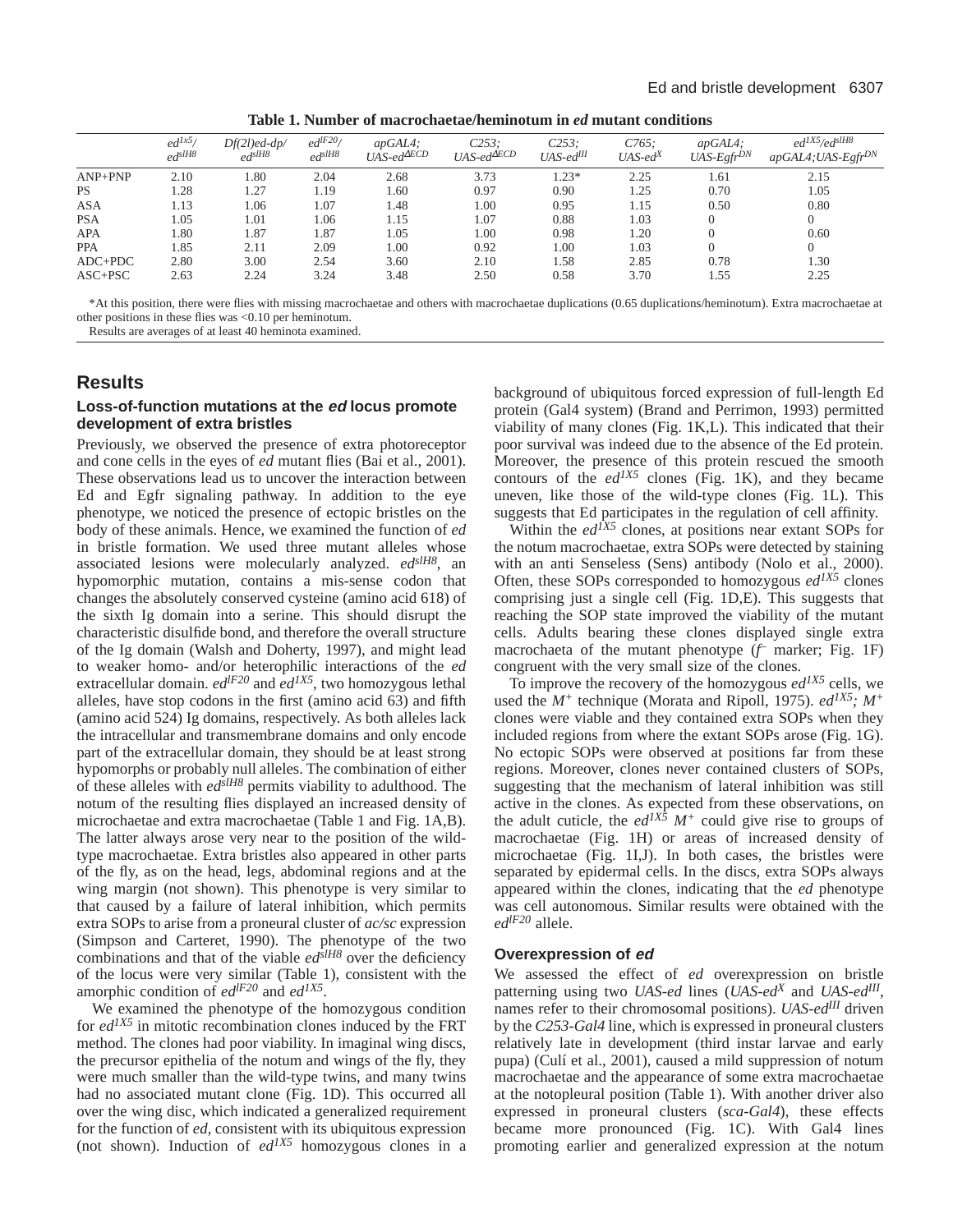**Table 1. Number of macrochaetae/heminotum in *ed* mutant conditions**

| | $ed^{1x5}$/ $ed^{slH8}$ | *Df(2l)ed-dp*/ $ed^{slH8}$ | $ed^{lF20}$/ $ed^{slH8}$ | *apGAL4; UAS-ed*$^{\Delta ECD}$ | *C253; UAS-ed*$^{\Delta ECD}$ | *C253; UAS-ed*$^{III}$ | *C765; UAS-ed*$^{X}$ | *apGAL4; UAS-Egfr*$^{DN}$ | $ed^{1X5}$/$ed^{slH8}$ *apGAL4;UAS-Egfr*$^{DN}$ |
|---|---|---|---|---|---|---|---|---|---|
| ANP+PNP | 2.10 | 1.80 | 2.04 | 2.68 | 3.73 | 1.23* | 2.25 | 1.61 | 2.15 |
| PS | 1.28 | 1.27 | 1.19 | 1.60 | 0.97 | 0.90 | 1.25 | 0.70 | 1.05 |
| ASA | 1.13 | 1.06 | 1.07 | 1.48 | 1.00 | 0.95 | 1.15 | 0.50 | 0.80 |
| PSA | 1.05 | 1.01 | 1.06 | 1.15 | 1.07 | 0.88 | 1.03 | 0 | 0 |
| APA | 1.80 | 1.87 | 1.87 | 1.05 | 1.00 | 0.98 | 1.20 | 0 | 0.60 |
| PPA | 1.85 | 2.11 | 2.09 | 1.00 | 0.92 | 1.00 | 1.03 | 0 | 0 |
| ADC+PDC | 2.80 | 3.00 | 2.54 | 3.60 | 2.10 | 1.58 | 2.85 | 0.78 | 1.30 |
| ASC+PSC | 2.63 | 2.24 | 3.24 | 3.48 | 2.50 | 0.58 | 3.70 | 1.55 | 2.25 |

*At this position, there were flies with missing macrochaetae and others with macrochaetae duplications (0.65 duplications/heminotum). Extra macrochaetae at other positions in these flies was <0.10 per heminotum.

Results are averages of at least 40 heminota examined.

## Results

### Loss-of-function mutations at the *ed* locus promote development of extra bristles

Previously, we observed the presence of extra photoreceptor and cone cells in the eyes of *ed* mutant flies (Bai et al., 2001). These observations lead us to uncover the interaction between Ed and Egfr signaling pathway. In addition to the eye phenotype, we noticed the presence of ectopic bristles on the body of these animals. Hence, we examined the function of *ed* in bristle formation. We used three mutant alleles whose associated lesions were molecularly analyzed. $ed^{slH8}$, an hypomorphic mutation, contains a mis-sense codon that changes the absolutely conserved cysteine (amino acid 618) of the sixth Ig domain into a serine. This should disrupt the characteristic disulfide bond, and therefore the overall structure of the Ig domain (Walsh and Doherty, 1997), and might lead to weaker homo- and/or heterophilic interactions of the *ed* extracellular domain. $ed^{lF20}$ and $ed^{1X5}$, two homozygous lethal alleles, have stop codons in the first (amino acid 63) and fifth (amino acid 524) Ig domains, respectively. As both alleles lack the intracellular and transmembrane domains and only encode part of the extracellular domain, they should be at least strong hypomorphs or probably null alleles. The combination of either of these alleles with $ed^{slH8}$ permits viability to adulthood. The notum of the resulting flies displayed an increased density of microchaetae and extra macrochaetae (Table 1 and Fig. 1A,B). The latter always arose very near to the position of the wild-type macrochaetae. Extra bristles also appeared in other parts of the fly, as on the head, legs, abdominal regions and at the wing margin (not shown). This phenotype is very similar to that caused by a failure of lateral inhibition, which permits extra SOPs to arise from a proneural cluster of *ac/sc* expression (Simpson and Carteret, 1990). The phenotype of the two combinations and that of the viable $ed^{slH8}$ over the deficiency of the locus were very similar (Table 1), consistent with the amorphic condition of $ed^{lF20}$ and $ed^{1X5}$.

We examined the phenotype of the homozygous condition for $ed^{1X5}$ in mitotic recombination clones induced by the FRT method. The clones had poor viability. In imaginal wing discs, the precursor epithelia of the notum and wings of the fly, they were much smaller than the wild-type twins, and many twins had no associated mutant clone (Fig. 1D). This occurred all over the wing disc, which indicated a generalized requirement for the function of *ed*, consistent with its ubiquitous expression (not shown). Induction of $ed^{1X5}$ homozygous clones in a background of ubiquitous forced expression of full-length Ed protein (Gal4 system) (Brand and Perrimon, 1993) permitted viability of many clones (Fig. 1K,L). This indicated that their poor survival was indeed due to the absence of the Ed protein. Moreover, the presence of this protein rescued the smooth contours of the $ed^{1X5}$ clones (Fig. 1K), and they became uneven, like those of the wild-type clones (Fig. 1L). This suggests that Ed participates in the regulation of cell affinity.

Within the $ed^{1X5}$ clones, at positions near extant SOPs for the notum macrochaetae, extra SOPs were detected by staining with an anti Senseless (Sens) antibody (Nolo et al., 2000). Often, these SOPs corresponded to homozygous $ed^{1X5}$ clones comprising just a single cell (Fig. 1D,E). This suggests that reaching the SOP state improved the viability of the mutant cells. Adults bearing these clones displayed single extra macrochaeta of the mutant phenotype ($f^{-}$ marker; Fig. 1F) congruent with the very small size of the clones.

To improve the recovery of the homozygous $ed^{1X5}$ cells, we used the $M^{+}$ technique (Morata and Ripoll, 1975). $ed^{1X5}$; $M^{+}$ clones were viable and they contained extra SOPs when they included regions from where the extant SOPs arose (Fig. 1G). No ectopic SOPs were observed at positions far from these regions. Moreover, clones never contained clusters of SOPs, suggesting that the mechanism of lateral inhibition was still active in the clones. As expected from these observations, on the adult cuticle, the $ed^{1X5}$ $M^{+}$ could give rise to groups of macrochaetae (Fig. 1H) or areas of increased density of microchaetae (Fig. 1I,J). In both cases, the bristles were separated by epidermal cells. In the discs, extra SOPs always appeared within the clones, indicating that the *ed* phenotype was cell autonomous. Similar results were obtained with the $ed^{lF20}$ allele.

### Overexpression of *ed*

We assessed the effect of *ed* overexpression on bristle patterning using two *UAS-ed* lines (*UAS-ed*$^{X}$ and *UAS-ed*$^{III}$, names refer to their chromosomal positions). *UAS-ed*$^{III}$ driven by the *C253-Gal4* line, which is expressed in proneural clusters relatively late in development (third instar larvae and early pupa) (Culí et al., 2001), caused a mild suppression of notum macrochaetae and the appearance of some extra macrochaetae at the notopleural position (Table 1). With another driver also expressed in proneural clusters (*sca-Gal4*), these effects became more pronounced (Fig. 1C). With Gal4 lines promoting earlier and generalized expression at the notum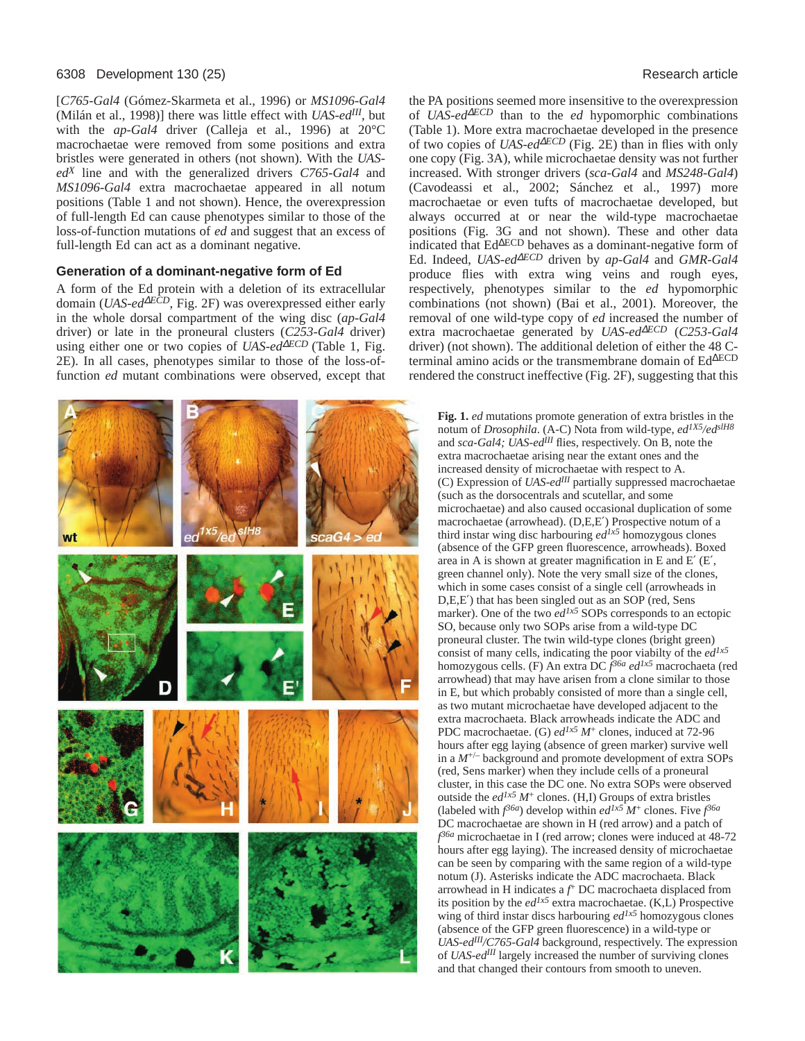[*C765-Gal4* (Gómez-Skarmeta et al., 1996) or *MS1096-Gal4* (Milán et al., 1998)] there was little effect with *UAS-ed*$^{III}$, but with the *ap-Gal4* driver (Calleja et al., 1996) at 20°C macrochaetae were removed from some positions and extra bristles were generated in others (not shown). With the *UAS-ed*$^{X}$ line and with the generalized drivers *C765-Gal4* and *MS1096-Gal4* extra macrochaetae appeared in all notum positions (Table 1 and not shown). Hence, the overexpression of full-length Ed can cause phenotypes similar to those of the loss-of-function mutations of *ed* and suggest that an excess of full-length Ed can act as a dominant negative.

### Generation of a dominant-negative form of Ed

A form of the Ed protein with a deletion of its extracellular domain (*UAS-ed*$^{\Delta ECD}$, Fig. 2F) was overexpressed either early in the whole dorsal compartment of the wing disc (*ap-Gal4* driver) or late in the proneural clusters (*C253-Gal4* driver) using either one or two copies of *UAS-ed*$^{\Delta ECD}$ (Table 1, Fig. 2E). In all cases, phenotypes similar to those of the loss-of-function *ed* mutant combinations were observed, except that the PA positions seemed more insensitive to the overexpression of *UAS-ed*$^{\Delta ECD}$ than to the *ed* hypomorphic combinations (Table 1). More extra macrochaetae developed in the presence of two copies of *UAS-ed*$^{\Delta ECD}$ (Fig. 2E) than in flies with only one copy (Fig. 3A), while microchaetae density was not further increased. With stronger drivers (*sca-Gal4* and *MS248-Gal4*) (Cavodeassi et al., 2002; Sánchez et al., 1997) more macrochaetae or even tufts of macrochaetae developed, but always occurred at or near the wild-type macrochaetae positions (Fig. 3G and not shown). These and other data indicated that Ed$^{\Delta ECD}$ behaves as a dominant-negative form of Ed. Indeed, *UAS-ed*$^{\Delta ECD}$ driven by *ap-Gal4* and *GMR-Gal4* produce flies with extra wing veins and rough eyes, respectively, phenotypes similar to the *ed* hypomorphic combinations (not shown) (Bai et al., 2001). Moreover, the removal of one wild-type copy of *ed* increased the number of extra macrochaetae generated by *UAS-ed*$^{\Delta ECD}$ (*C253-Gal4* driver) (not shown). The additional deletion of either the 48 C-terminal amino acids or the transmembrane domain of Ed$^{\Delta ECD}$ rendered the construct ineffective (Fig. 2F), suggesting that this

**Fig. 1.** *ed* mutations promote generation of extra bristles in the notum of *Drosophila*. (A-C) Nota from wild-type, *ed*$^{1X5}$/*ed*$^{slH8}$ and *sca-Gal4; UAS-ed*$^{III}$ flies, respectively. On B, note the extra macrochaetae arising near the extant ones and the increased density of microchaetae with respect to A. (C) Expression of *UAS-ed*$^{III}$ partially suppressed macrochaetae (such as the dorsocentrals and scutellar, and some microchaetae) and also caused occasional duplication of some macrochaetae (arrowhead). (D,E,E′) Prospective notum of a third instar wing disc harbouring *ed*$^{1x5}$ homozygous clones (absence of the GFP green fluorescence, arrowheads). Boxed area in A is shown at greater magnification in E and E′ (E′, green channel only). Note the very small size of the clones, which in some cases consist of a single cell (arrowheads in D,E,E′) that has been singled out as an SOP (red, Sens marker). One of the two *ed*$^{1x5}$ SOPs corresponds to an ectopic SO, because only two SOPs arise from a wild-type DC proneural cluster. The twin wild-type clones (bright green) consist of many cells, indicating the poor viability of the *ed*$^{1x5}$ homozygous cells. (F) An extra DC *f*$^{36a}$ *ed*$^{1x5}$ macrochaeta (red arrowhead) that may have arisen from a clone similar to those in E, but which probably consisted of more than a single cell, as two mutant microchaetae have developed adjacent to the extra macrochaeta. Black arrowheads indicate the ADC and PDC macrochaetae. (G) *ed*$^{1x5}$ $M^{+}$ clones, induced at 72-96 hours after egg laying (absence of green marker) survive well in a $M^{+/-}$ background and promote development of extra SOPs (red, Sens marker) when they include cells of a proneural cluster, in this case the DC one. No extra SOPs were observed outside the *ed*$^{1x5}$ $M^{+}$ clones. (H,I) Groups of extra bristles (labeled with *f*$^{36a}$) develop within *ed*$^{1x5}$ $M^{+}$ clones. Five *f*$^{36a}$ DC macrochaetae are shown in H (red arrow) and a patch of *f*$^{36a}$ microchaetae in I (red arrow; clones were induced at 48-72 hours after egg laying). The increased density of microchaetae can be seen by comparing with the same region of a wild-type notum (J). Asterisks indicate the ADC macrochaeta. Black arrowhead in H indicates a *f*$^{+}$ DC macrochaeta displaced from its position by the *ed*$^{1x5}$ extra macrochaetae. (K,L) Prospective wing of third instar discs harbouring *ed*$^{1x5}$ homozygous clones (absence of the GFP green fluorescence) in a wild-type or *UAS-ed*$^{III}$/*C765-Gal4* background, respectively. The expression of *UAS-ed*$^{III}$ largely increased the number of surviving clones and that changed their contours from smooth to uneven.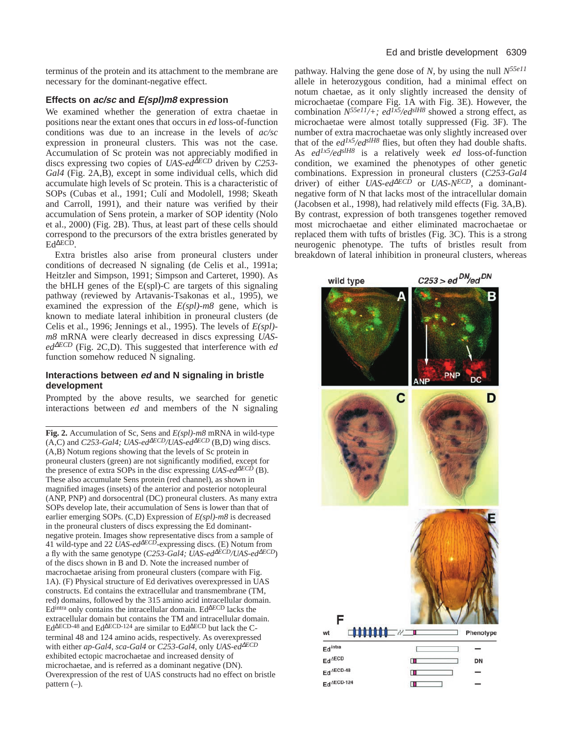terminus of the protein and its attachment to the membrane are necessary for the dominant-negative effect.

### Effects on *ac/sc* and *E(spl)m8* expression

We examined whether the generation of extra chaetae in positions near the extant ones that occurs in *ed* loss-of-function conditions was due to an increase in the levels of *ac/sc* expression in proneural clusters. This was not the case. Accumulation of Sc protein was not appreciably modified in discs expressing two copies of *UAS-ed*$^{\Delta ECD}$ driven by *C253-Gal4* (Fig. 2A,B), except in some individual cells, which did accumulate high levels of Sc protein. This is a characteristic of SOPs (Cubas et al., 1991; Culí and Modolell, 1998; Skeath and Carroll, 1991), and their nature was verified by their accumulation of Sens protein, a marker of SOP identity (Nolo et al., 2000) (Fig. 2B). Thus, at least part of these cells should correspond to the precursors of the extra bristles generated by Ed$^{\Delta ECD}$.

Extra bristles also arise from proneural clusters under conditions of decreased N signaling (de Celis et al., 1991a; Heitzler and Simpson, 1991; Simpson and Carteret, 1990). As the bHLH genes of the E(spl)-C are targets of this signaling pathway (reviewed by Artavanis-Tsakonas et al., 1995), we examined the expression of the *E(spl)-m8* gene, which is known to mediate lateral inhibition in proneural clusters (de Celis et al., 1996; Jennings et al., 1995). The levels of *E(spl)-m8* mRNA were clearly decreased in discs expressing *UAS-ed*$^{\Delta ECD}$ (Fig. 2C,D). This suggested that interference with *ed* function somehow reduced N signaling.

### Interactions between *ed* and N signaling in bristle development

Prompted by the above results, we searched for genetic interactions between *ed* and members of the N signaling pathway. Halving the gene dose of *N*, by using the null $N^{55e11}$ allele in heterozygous condition, had a minimal effect on notum chaetae, as it only slightly increased the density of microchaetae (compare Fig. 1A with Fig. 3E). However, the combination $N^{55e11}/+$; $ed^{1x5}/ed^{slH8}$ showed a strong effect, as microchaetae were almost totally suppressed (Fig. 3F). The number of extra macrochaetae was only slightly increased over that of the $ed^{1x5}/ed^{slH8}$ flies, but often they had double shafts. As $ed^{1x5}/ed^{slH8}$ is a relatively week *ed* loss-of-function condition, we examined the phenotypes of other genetic combinations. Expression in proneural clusters (*C253-Gal4* driver) of either *UAS-ed*$^{\Delta ECD}$ or *UAS-N*$^{ECD}$, a dominant-negative form of N that lacks most of the intracellular domain (Jacobsen et al., 1998), had relatively mild effects (Fig. 3A,B). By contrast, expression of both transgenes together removed most microchaetae and either eliminated macrochaetae or replaced them with tufts of bristles (Fig. 3C). This is a strong neurogenic phenotype. The tufts of bristles result from breakdown of lateral inhibition in proneural clusters, whereas

**Fig. 2.** Accumulation of Sc, Sens and *E(spl)-m8* mRNA in wild-type (A,C) and *C253-Gal4; UAS-ed*$^{\Delta ECD}$*/UAS-ed*$^{\Delta ECD}$ (B,D) wing discs. (A,B) Notum regions showing that the levels of Sc protein in proneural clusters (green) are not significantly modified, except for the presence of extra SOPs in the disc expressing *UAS-ed*$^{\Delta ECD}$ (B). These also accumulate Sens protein (red channel), as shown in magnified images (insets) of the anterior and posterior notopleural (ANP, PNP) and dorsocentral (DC) proneural clusters. As many extra SOPs develop late, their accumulation of Sens is lower than that of earlier emerging SOPs. (C,D) Expression of *E(spl)-m8* is decreased in the proneural clusters of discs expressing the Ed dominant-negative protein. Images show representative discs from a sample of 41 wild-type and 22 *UAS-ed*$^{\Delta ECD}$-expressing discs. (E) Notum from a fly with the same genotype (*C253-Gal4; UAS-ed*$^{\Delta ECD}$*/UAS-ed*$^{\Delta ECD}$) of the discs shown in B and D. Note the increased number of macrochaetae arising from proneural clusters (compare with Fig. 1A). (F) Physical structure of Ed derivatives overexpressed in UAS constructs. Ed contains the extracellular and transmembrane (TM, red) domains, followed by the 315 amino acid intracellular domain. Ed$^{intra}$ only contains the intracellular domain. Ed$^{\Delta ECD}$ lacks the extracellular domain but contains the TM and intracellular domain. Ed$^{\Delta ECD\text{-}48}$ and Ed$^{\Delta ECD\text{-}124}$ are similar to Ed$^{\Delta ECD}$ but lack the C-terminal 48 and 124 amino acids, respectively. As overexpressed with either *ap-Gal4*, *sca-Gal4* or *C253-Gal4*, only *UAS-ed*$^{\Delta ECD}$ exhibited ectopic macrochaetae and increased density of microchaetae, and is referred as a dominant negative (DN). Overexpression of the rest of UAS constructs had no effect on bristle pattern (–).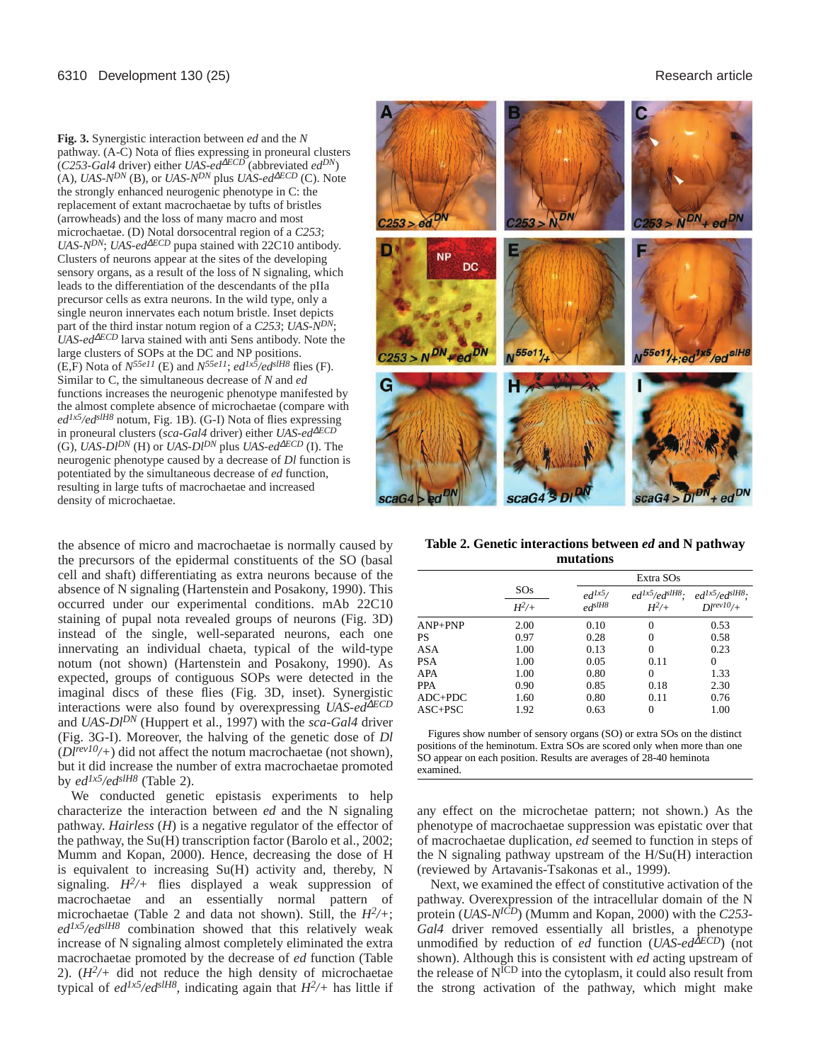**Fig. 3.** Synergistic interaction between *ed* and the *N* pathway. (A-C) Nota of flies expressing in proneural clusters (*C253-Gal4* driver) either *UAS-ed*$^{\Delta ECD}$ (abbreviated *ed*$^{DN}$) (A), *UAS-N*$^{DN}$ (B), or *UAS-N*$^{DN}$ plus *UAS-ed*$^{\Delta ECD}$ (C). Note the strongly enhanced neurogenic phenotype in C: the replacement of extant macrochaetae by tufts of bristles (arrowheads) and the loss of many macro and most microchaetae. (D) Notal dorsocentral region of a *C253*; *UAS-N*$^{DN}$; *UAS-ed*$^{\Delta ECD}$ pupa stained with 22C10 antibody. Clusters of neurons appear at the sites of the developing sensory organs, as a result of the loss of N signaling, which leads to the differentiation of the descendants of the pIIa precursor cells as extra neurons. In the wild type, only a single neuron innervates each notum bristle. Inset depicts part of the third instar notum region of a *C253*; *UAS-N*$^{DN}$; *UAS-ed*$^{\Delta ECD}$ larva stained with anti Sens antibody. Note the large clusters of SOPs at the DC and NP positions. (E,F) Nota of *N*$^{55e11}$ (E) and *N*$^{55e11}$; *ed*$^{1x5}$/*ed*$^{slH8}$ flies (F). Similar to C, the simultaneous decrease of *N* and *ed* functions increases the neurogenic phenotype manifested by the almost complete absence of microchaetae (compare with *ed*$^{1x5}$/*ed*$^{slH8}$ notum, Fig. 1B). (G-I) Nota of flies expressing in proneural clusters (*sca-Gal4* driver) either *UAS-ed*$^{\Delta ECD}$ (G), *UAS-Dl*$^{DN}$ (H) or *UAS-Dl*$^{DN}$ plus *UAS-ed*$^{\Delta ECD}$ (I). The neurogenic phenotype caused by a decrease of *Dl* function is potentiated by the simultaneous decrease of *ed* function, resulting in large tufts of macrochaetae and increased density of microchaetae.

the absence of micro and macrochaetae is normally caused by the precursors of the epidermal constituents of the SO (basal cell and shaft) differentiating as extra neurons because of the absence of N signaling (Hartenstein and Posakony, 1990). This occurred under our experimental conditions. mAb 22C10 staining of pupal nota revealed groups of neurons (Fig. 3D) instead of the single, well-separated neurons, each one innervating an individual chaeta, typical of the wild-type notum (not shown) (Hartenstein and Posakony, 1990). As expected, groups of contiguous SOPs were detected in the imaginal discs of these flies (Fig. 3D, inset). Synergistic interactions were also found by overexpressing *UAS-ed*$^{\Delta ECD}$ and *UAS-Dl*$^{DN}$ (Huppert et al., 1997) with the *sca-Gal4* driver (Fig. 3G-I). Moreover, the halving of the genetic dose of *Dl* (*Dl*$^{rev10}$/+) did not affect the notum macrochaetae (not shown), but it did increase the number of extra macrochaetae promoted by *ed*$^{1x5}$/*ed*$^{slH8}$ (Table 2).

We conducted genetic epistasis experiments to help characterize the interaction between *ed* and the N signaling pathway. *Hairless* (*H*) is a negative regulator of the effector of the pathway, the Su(H) transcription factor (Barolo et al., 2002; Mumm and Kopan, 2000). Hence, decreasing the dose of H is equivalent to increasing Su(H) activity and, thereby, N signaling. *H*$^2$/+ flies displayed a weak suppression of macrochaetae and an essentially normal pattern of microchaetae (Table 2 and data not shown). Still, the *H*$^2$/+; *ed*$^{1x5}$/*ed*$^{slH8}$ combination showed that this relatively weak increase of N signaling almost completely eliminated the extra macrochaetae promoted by the decrease of *ed* function (Table 2). (*H*$^2$/+ did not reduce the high density of microchaetae typical of *ed*$^{1x5}$/*ed*$^{slH8}$, indicating again that *H*$^2$/+ has little if any effect on the microchetae pattern; not shown.) As the phenotype of macrochaetae suppression was epistatic over that of macrochaetae duplication, *ed* seemed to function in steps of the N signaling pathway upstream of the H/Su(H) interaction (reviewed by Artavanis-Tsakonas et al., 1999).

Next, we examined the effect of constitutive activation of the pathway. Overexpression of the intracellular domain of the N protein (*UAS-N*$^{ICD}$) (Mumm and Kopan, 2000) with the *C253-Gal4* driver removed essentially all bristles, a phenotype unmodified by reduction of *ed* function (*UAS-ed*$^{\Delta ECD}$) (not shown). Although this is consistent with *ed* acting upstream of the release of N$^{ICD}$ into the cytoplasm, it could also result from the strong activation of the pathway, which might make

**Table 2. Genetic interactions between *ed* and N pathway mutations**

| | SOs | Extra SOs | | |
|---|---|---|---|---|
| | *H*$^2$/+ | *ed*$^{1x5}$/*ed*$^{slH8}$ | *ed*$^{1x5}$/*ed*$^{slH8}$; *H*$^2$/+ | *ed*$^{1x5}$/*ed*$^{slH8}$; *Dl*$^{rev10}$/+ |
| ANP+PNP | 2.00 | 0.10 | 0 | 0.53 |
| PS | 0.97 | 0.28 | 0 | 0.58 |
| ASA | 1.00 | 0.13 | 0 | 0.23 |
| PSA | 1.00 | 0.05 | 0.11 | 0 |
| APA | 1.00 | 0.80 | 0 | 1.33 |
| PPA | 0.90 | 0.85 | 0.18 | 2.30 |
| ADC+PDC | 1.60 | 0.80 | 0.11 | 0.76 |
| ASC+PSC | 1.92 | 0.63 | 0 | 1.00 |

Figures show number of sensory organs (SO) or extra SOs on the distinct positions of the heminotum. Extra SOs are scored only when more than one SO appear on each position. Results are averages of 28-40 heminota examined.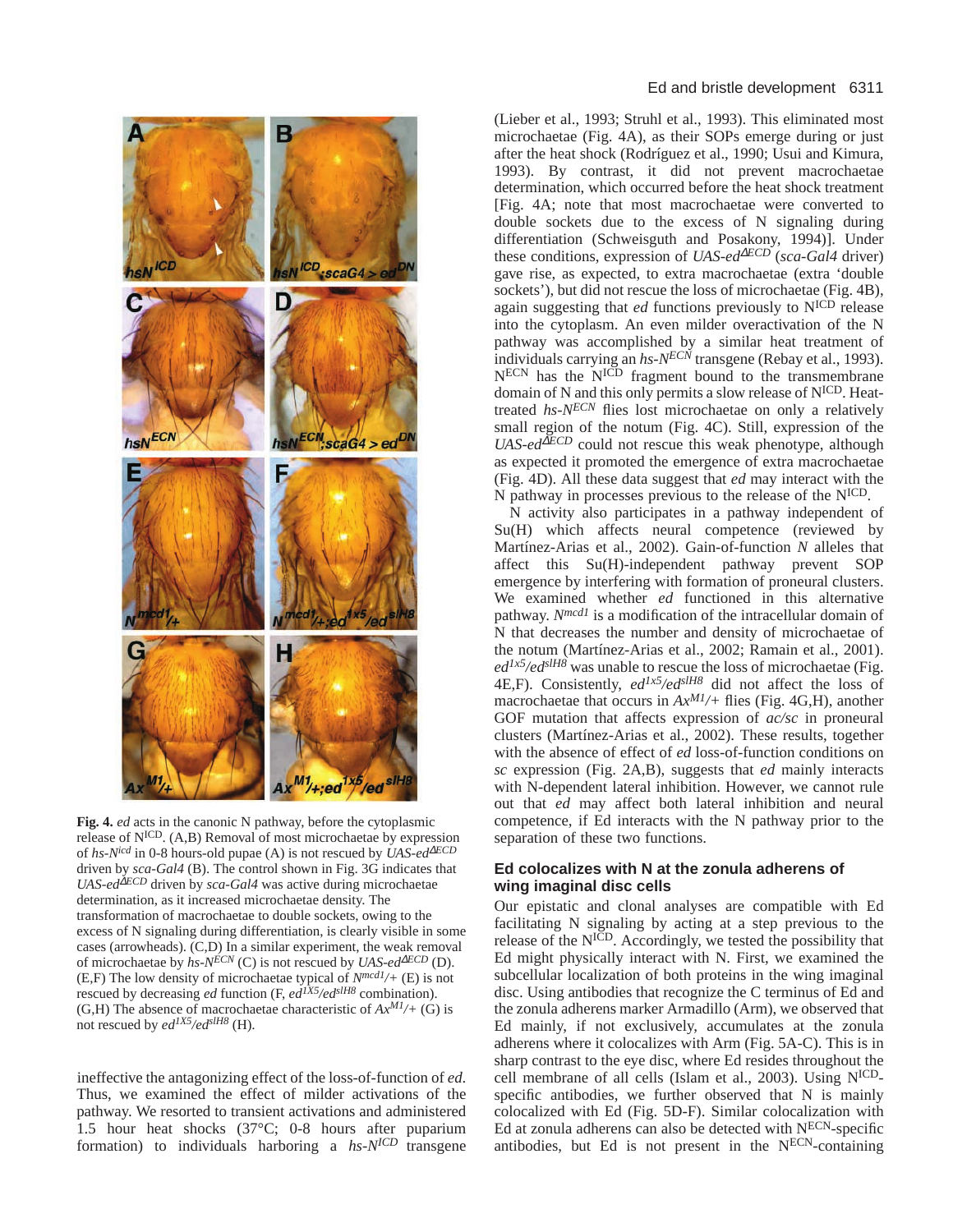**Fig. 4.** *ed* acts in the canonic N pathway, before the cytoplasmic release of $N^{ICD}$. (A,B) Removal of most microchaetae by expression of *hs-N*$^{icd}$ in 0-8 hours-old pupae (A) is not rescued by *UAS-ed*$^{\Delta ECD}$ driven by *sca-Gal4* (B). The control shown in Fig. 3G indicates that *UAS-ed*$^{\Delta ECD}$ driven by *sca-Gal4* was active during microchaetae determination, as it increased microchaetae density. The transformation of macrochaetae to double sockets, owing to the excess of N signaling during differentiation, is clearly visible in some cases (arrowheads). (C,D) In a similar experiment, the weak removal of microchaetae by *hs-N*$^{ECN}$ (C) is not rescued by *UAS-ed*$^{\Delta ECD}$ (D). (E,F) The low density of microchaetae typical of $N^{mcd1}$/+ (E) is not rescued by decreasing *ed* function (F, *ed*$^{1X5}$/*ed*$^{slH8}$ combination). (G,H) The absence of macrochaetae characteristic of $Ax^{M1}$/+ (G) is not rescued by *ed*$^{1X5}$/*ed*$^{slH8}$ (H).

ineffective the antagonizing effect of the loss-of-function of *ed*. Thus, we examined the effect of milder activations of the pathway. We resorted to transient activations and administered 1.5 hour heat shocks (37°C; 0-8 hours after puparium formation) to individuals harboring a *hs-N*$^{ICD}$ transgene (Lieber et al., 1993; Struhl et al., 1993). This eliminated most microchaetae (Fig. 4A), as their SOPs emerge during or just after the heat shock (Rodríguez et al., 1990; Usui and Kimura, 1993). By contrast, it did not prevent macrochaetae determination, which occurred before the heat shock treatment [Fig. 4A; note that most macrochaetae were converted to double sockets due to the excess of N signaling during differentiation (Schweisguth and Posakony, 1994)]. Under these conditions, expression of *UAS-ed*$^{\Delta ECD}$ (*sca-Gal4* driver) gave rise, as expected, to extra macrochaetae (extra 'double sockets'), but did not rescue the loss of microchaetae (Fig. 4B), again suggesting that *ed* functions previously to $N^{ICD}$ release into the cytoplasm. An even milder overactivation of the N pathway was accomplished by a similar heat treatment of individuals carrying an *hs-N*$^{ECN}$ transgene (Rebay et al., 1993). $N^{ECN}$ has the $N^{ICD}$ fragment bound to the transmembrane domain of N and this only permits a slow release of $N^{ICD}$. Heat-treated *hs-N*$^{ECN}$ flies lost microchaetae on only a relatively small region of the notum (Fig. 4C). Still, expression of the *UAS-ed*$^{\Delta ECD}$ could not rescue this weak phenotype, although as expected it promoted the emergence of extra macrochaetae (Fig. 4D). All these data suggest that *ed* may interact with the N pathway in processes previous to the release of the $N^{ICD}$.

N activity also participates in a pathway independent of Su(H) which affects neural competence (reviewed by Martínez-Arias et al., 2002). Gain-of-function *N* alleles that affect this Su(H)-independent pathway prevent SOP emergence by interfering with formation of proneural clusters. We examined whether *ed* functioned in this alternative pathway. $N^{mcd1}$ is a modification of the intracellular domain of N that decreases the number and density of microchaetae of the notum (Martínez-Arias et al., 2002; Ramain et al., 2001). *ed*$^{1x5}$/*ed*$^{slH8}$ was unable to rescue the loss of microchaetae (Fig. 4E,F). Consistently, *ed*$^{1x5}$/*ed*$^{slH8}$ did not affect the loss of macrochaetae that occurs in $Ax^{M1}$/+ flies (Fig. 4G,H), another GOF mutation that affects expression of *ac/sc* in proneural clusters (Martínez-Arias et al., 2002). These results, together with the absence of effect of *ed* loss-of-function conditions on *sc* expression (Fig. 2A,B), suggests that *ed* mainly interacts with N-dependent lateral inhibition. However, we cannot rule out that *ed* may affect both lateral inhibition and neural competence, if Ed interacts with the N pathway prior to the separation of these two functions.

### Ed colocalizes with N at the zonula adherens of wing imaginal disc cells

Our epistatic and clonal analyses are compatible with Ed facilitating N signaling by acting at a step previous to the release of the $N^{ICD}$. Accordingly, we tested the possibility that Ed might physically interact with N. First, we examined the subcellular localization of both proteins in the wing imaginal disc. Using antibodies that recognize the C terminus of Ed and the zonula adherens marker Armadillo (Arm), we observed that Ed mainly, if not exclusively, accumulates at the zonula adherens where it colocalizes with Arm (Fig. 5A-C). This is in sharp contrast to the eye disc, where Ed resides throughout the cell membrane of all cells (Islam et al., 2003). Using $N^{ICD}$-specific antibodies, we further observed that N is mainly colocalized with Ed (Fig. 5D-F). Similar colocalization with Ed at zonula adherens can also be detected with $N^{ECN}$-specific antibodies, but Ed is not present in the $N^{ECN}$-containing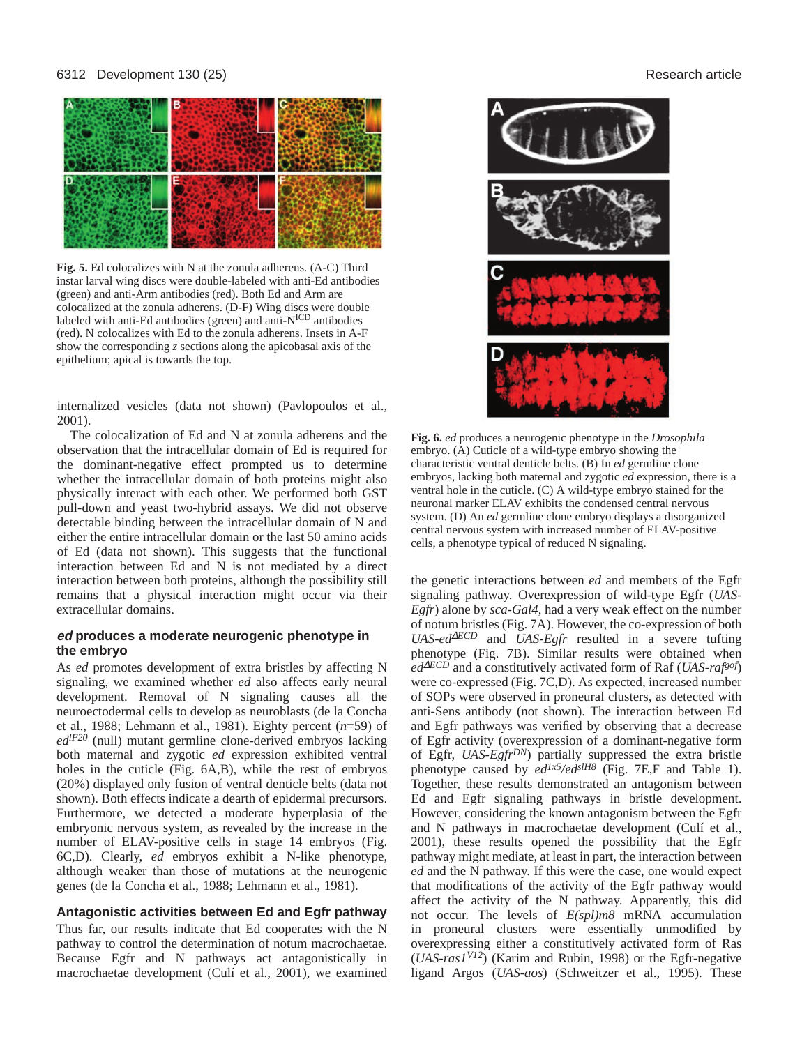**Fig. 5.** Ed colocalizes with N at the zonula adherens. (A-C) Third instar larval wing discs were double-labeled with anti-Ed antibodies (green) and anti-Arm antibodies (red). Both Ed and Arm are colocalized at the zonula adherens. (D-F) Wing discs were double labeled with anti-Ed antibodies (green) and anti-$N^{ICD}$ antibodies (red). N colocalizes with Ed to the zonula adherens. Insets in A-F show the corresponding z sections along the apicobasal axis of the epithelium; apical is towards the top.

internalized vesicles (data not shown) (Pavlopoulos et al., 2001).

The colocalization of Ed and N at zonula adherens and the observation that the intracellular domain of Ed is required for the dominant-negative effect prompted us to determine whether the intracellular domain of both proteins might also physically interact with each other. We performed both GST pull-down and yeast two-hybrid assays. We did not observe detectable binding between the intracellular domain of N and either the entire intracellular domain or the last 50 amino acids of Ed (data not shown). This suggests that the functional interaction between Ed and N is not mediated by a direct interaction between both proteins, although the possibility still remains that a physical interaction might occur via their extracellular domains.

### *ed* produces a moderate neurogenic phenotype in the embryo

As *ed* promotes development of extra bristles by affecting N signaling, we examined whether *ed* also affects early neural development. Removal of N signaling causes all the neuroectodermal cells to develop as neuroblasts (de la Concha et al., 1988; Lehmann et al., 1981). Eighty percent ($n$=59) of $ed^{lF20}$ (null) mutant germline clone-derived embryos lacking both maternal and zygotic *ed* expression exhibited ventral holes in the cuticle (Fig. 6A,B), while the rest of embryos (20%) displayed only fusion of ventral denticle belts (data not shown). Both effects indicate a dearth of epidermal precursors. Furthermore, we detected a moderate hyperplasia of the embryonic nervous system, as revealed by the increase in the number of ELAV-positive cells in stage 14 embryos (Fig. 6C,D). Clearly, *ed* embryos exhibit a N-like phenotype, although weaker than those of mutations at the neurogenic genes (de la Concha et al., 1988; Lehmann et al., 1981).

### Antagonistic activities between Ed and Egfr pathway

Thus far, our results indicate that Ed cooperates with the N pathway to control the determination of notum macrochaetae. Because Egfr and N pathways act antagonistically in macrochaetae development (Culí et al., 2001), we examined

**Fig. 6.** *ed* produces a neurogenic phenotype in the *Drosophila* embryo. (A) Cuticle of a wild-type embryo showing the characteristic ventral denticle belts. (B) In *ed* germline clone embryos, lacking both maternal and zygotic *ed* expression, there is a ventral hole in the cuticle. (C) A wild-type embryo stained for the neuronal marker ELAV exhibits the condensed central nervous system. (D) An *ed* germline clone embryo displays a disorganized central nervous system with increased number of ELAV-positive cells, a phenotype typical of reduced N signaling.

the genetic interactions between *ed* and members of the Egfr signaling pathway. Overexpression of wild-type Egfr (*UAS-Egfr*) alone by *sca-Gal4*, had a very weak effect on the number of notum bristles (Fig. 7A). However, the co-expression of both *UAS-*$ed^{\Delta ECD}$ and *UAS-Egfr* resulted in a severe tufting phenotype (Fig. 7B). Similar results were obtained when $ed^{\Delta ECD}$ and a constitutively activated form of Raf (*UAS-*$raf^{gof}$) were co-expressed (Fig. 7C,D). As expected, increased number of SOPs were observed in proneural clusters, as detected with anti-Sens antibody (not shown). The interaction between Ed and Egfr pathways was verified by observing that a decrease of Egfr activity (overexpression of a dominant-negative form of Egfr, *UAS-*$Egfr^{DN}$) partially suppressed the extra bristle phenotype caused by $ed^{1x5}/ed^{slH8}$ (Fig. 7E,F and Table 1). Together, these results demonstrated an antagonism between Ed and Egfr signaling pathways in bristle development. However, considering the known antagonism between the Egfr and N pathways in macrochaetae development (Culí et al., 2001), these results opened the possibility that the Egfr pathway might mediate, at least in part, the interaction between *ed* and the N pathway. If this were the case, one would expect that modifications of the activity of the Egfr pathway would affect the activity of the N pathway. Apparently, this did not occur. The levels of *E(spl)m8* mRNA accumulation in proneural clusters were essentially unmodified by overexpressing either a constitutively activated form of Ras (*UAS-*$ras1^{V12}$) (Karim and Rubin, 1998) or the Egfr-negative ligand Argos (*UAS-aos*) (Schweitzer et al., 1995). These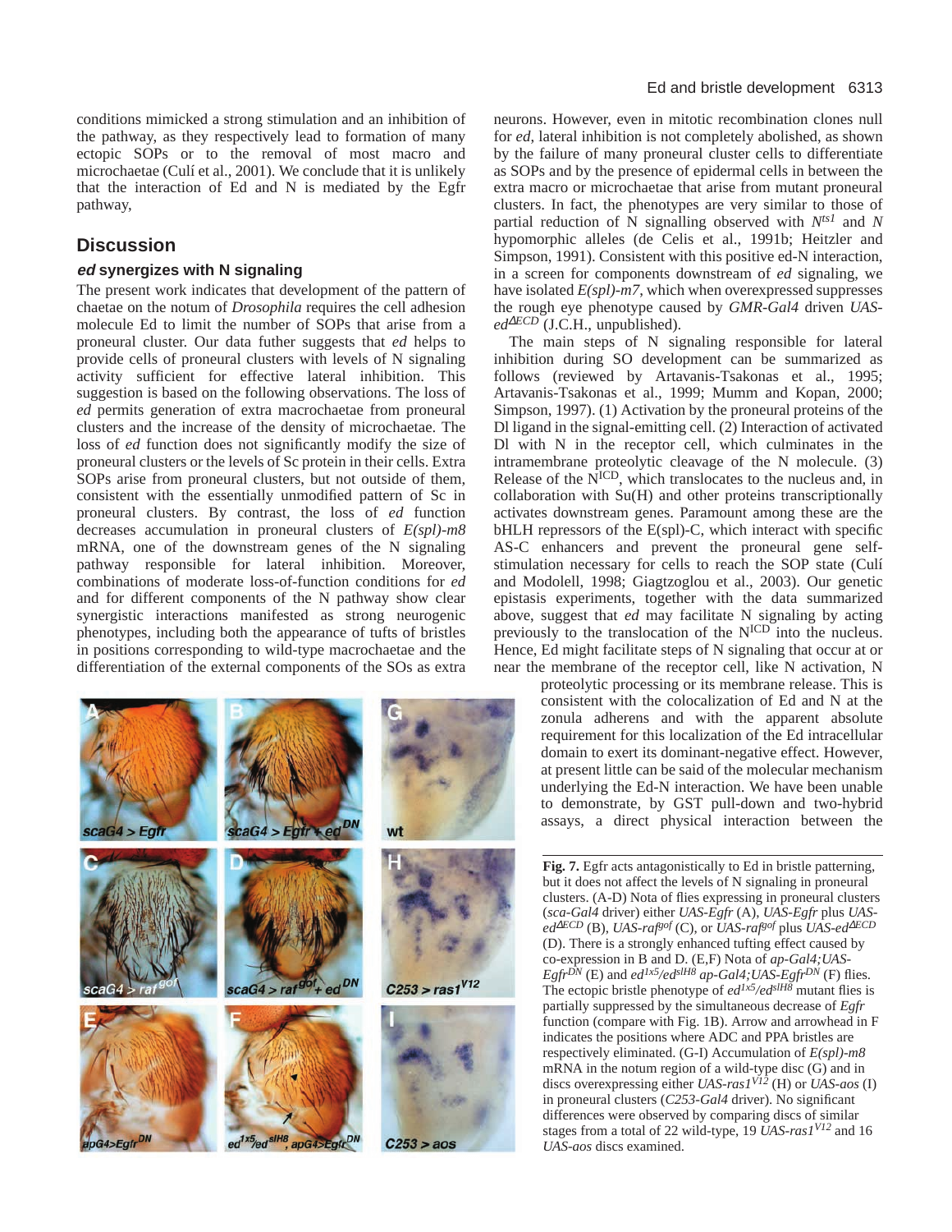conditions mimicked a strong stimulation and an inhibition of the pathway, as they respectively lead to formation of many ectopic SOPs or to the removal of most macro and microchaetae (Culí et al., 2001). We conclude that it is unlikely that the interaction of Ed and N is mediated by the Egfr pathway,

## Discussion

### *ed* synergizes with N signaling

The present work indicates that development of the pattern of chaetae on the notum of *Drosophila* requires the cell adhesion molecule Ed to limit the number of SOPs that arise from a proneural cluster. Our data futher suggests that *ed* helps to provide cells of proneural clusters with levels of N signaling activity sufficient for effective lateral inhibition. This suggestion is based on the following observations. The loss of *ed* permits generation of extra macrochaetae from proneural clusters and the increase of the density of microchaetae. The loss of *ed* function does not significantly modify the size of proneural clusters or the levels of Sc protein in their cells. Extra SOPs arise from proneural clusters, but not outside of them, consistent with the essentially unmodified pattern of Sc in proneural clusters. By contrast, the loss of *ed* function decreases accumulation in proneural clusters of *E(spl)-m8* mRNA, one of the downstream genes of the N signaling pathway responsible for lateral inhibition. Moreover, combinations of moderate loss-of-function conditions for *ed* and for different components of the N pathway show clear synergistic interactions manifested as strong neurogenic phenotypes, including both the appearance of tufts of bristles in positions corresponding to wild-type macrochaetae and the differentiation of the external components of the SOs as extra neurons. However, even in mitotic recombination clones null for *ed*, lateral inhibition is not completely abolished, as shown by the failure of many proneural cluster cells to differentiate as SOPs and by the presence of epidermal cells in between the extra macro or microchaetae that arise from mutant proneural clusters. In fact, the phenotypes are very similar to those of partial reduction of N signalling observed with $N^{ts1}$ and *N* hypomorphic alleles (de Celis et al., 1991b; Heitzler and Simpson, 1991). Consistent with this positive ed-N interaction, in a screen for components downstream of *ed* signaling, we have isolated *E(spl)-m7*, which when overexpressed suppresses the rough eye phenotype caused by *GMR-Gal4* driven *UAS-ed*$^{\Delta ECD}$ (J.C.H., unpublished).

The main steps of N signaling responsible for lateral inhibition during SO development can be summarized as follows (reviewed by Artavanis-Tsakonas et al., 1995; Artavanis-Tsakonas et al., 1999; Mumm and Kopan, 2000; Simpson, 1997). (1) Activation by the proneural proteins of the Dl ligand in the signal-emitting cell. (2) Interaction of activated Dl with N in the receptor cell, which culminates in the intramembrane proteolytic cleavage of the N molecule. (3) Release of the $N^{ICD}$, which translocates to the nucleus and, in collaboration with Su(H) and other proteins transcriptionally activates downstream genes. Paramount among these are the bHLH repressors of the E(spl)-C, which interact with specific AS-C enhancers and prevent the proneural gene self-stimulation necessary for cells to reach the SOP state (Culí and Modolell, 1998; Giagtzoglou et al., 2003). Our genetic epistasis experiments, together with the data summarized above, suggest that *ed* may facilitate N signaling by acting previously to the translocation of the $N^{ICD}$ into the nucleus. Hence, Ed might facilitate steps of N signaling that occur at or near the membrane of the receptor cell, like N activation, N proteolytic processing or its membrane release. This is consistent with the colocalization of Ed and N at the zonula adherens and with the apparent absolute requirement for this localization of the Ed intracellular domain to exert its dominant-negative effect. However, at present little can be said of the molecular mechanism underlying the Ed-N interaction. We have been unable to demonstrate, by GST pull-down and two-hybrid assays, a direct physical interaction between the

**Fig. 7.** Egfr acts antagonistically to Ed in bristle patterning, but it does not affect the levels of N signaling in proneural clusters. (A-D) Nota of flies expressing in proneural clusters (*sca-Gal4* driver) either *UAS-Egfr* (A), *UAS-Egfr* plus *UAS-ed*$^{\Delta ECD}$ (B), *UAS-raf*$^{gof}$ (C), or *UAS-raf*$^{gof}$ plus *UAS-ed*$^{\Delta ECD}$ (D). There is a strongly enhanced tufting effect caused by co-expression in B and D. (E,F) Nota of *ap-Gal4;UAS-Egfr*$^{DN}$ (E) and *ed*$^{1x5}$/*ed*$^{slH8}$ *ap-Gal4;UAS-Egfr*$^{DN}$ (F) flies. The ectopic bristle phenotype of *ed*$^{1x5}$/*ed*$^{slH8}$ mutant flies is partially suppressed by the simultaneous decrease of *Egfr* function (compare with Fig. 1B). Arrow and arrowhead in F indicates the positions where ADC and PPA bristles are respectively eliminated. (G-I) Accumulation of *E(spl)-m8* mRNA in the notum region of a wild-type disc (G) and in discs overexpressing either *UAS-ras1*$^{V12}$ (H) or *UAS-aos* (I) in proneural clusters (*C253-Gal4* driver). No significant differences were observed by comparing discs of similar stages from a total of 22 wild-type, 19 *UAS-ras1*$^{V12}$ and 16 *UAS-aos* discs examined.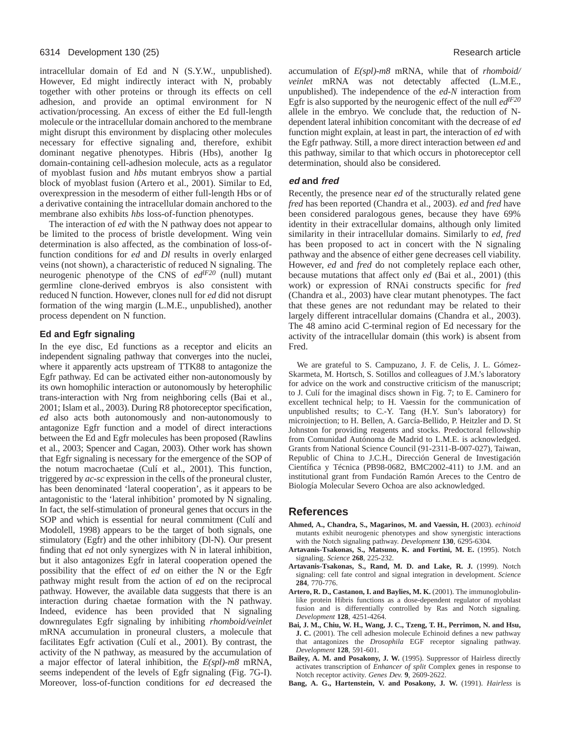intracellular domain of Ed and N (S.Y.W., unpublished). However, Ed might indirectly interact with N, probably together with other proteins or through its effects on cell adhesion, and provide an optimal environment for N activation/processing. An excess of either the Ed full-length molecule or the intracellular domain anchored to the membrane might disrupt this environment by displacing other molecules necessary for effective signaling and, therefore, exhibit dominant negative phenotypes. Hibris (Hbs), another Ig domain-containing cell-adhesion molecule, acts as a regulator of myoblast fusion and *hbs* mutant embryos show a partial block of myoblast fusion (Artero et al., 2001). Similar to Ed, overexpression in the mesoderm of either full-length Hbs or of a derivative containing the intracellular domain anchored to the membrane also exhibits *hbs* loss-of-function phenotypes.

The interaction of *ed* with the N pathway does not appear to be limited to the process of bristle development. Wing vein determination is also affected, as the combination of loss-of-function conditions for *ed* and *Dl* results in overly enlarged veins (not shown), a characteristic of reduced N signaling. The neurogenic phenotype of the CNS of $ed^{lF20}$ (null) mutant germline clone-derived embryos is also consistent with reduced N function. However, clones null for *ed* did not disrupt formation of the wing margin (L.M.E., unpublished), another process dependent on N function.

### Ed and Egfr signaling

In the eye disc, Ed functions as a receptor and elicits an independent signaling pathway that converges into the nuclei, where it apparently acts upstream of TTK88 to antagonize the Egfr pathway. Ed can be activated either non-autonomously by its own homophilic interaction or autonomously by heterophilic trans-interaction with Nrg from neighboring cells (Bai et al., 2001; Islam et al., 2003). During R8 photoreceptor specification, *ed* also acts both autonomously and non-autonomously to antagonize Egfr function and a model of direct interactions between the Ed and Egfr molecules has been proposed (Rawlins et al., 2003; Spencer and Cagan, 2003). Other work has shown that Egfr signaling is necessary for the emergence of the SOP of the notum macrochaetae (Culí et al., 2001). This function, triggered by *ac-sc* expression in the cells of the proneural cluster, has been denominated 'lateral cooperation', as it appears to be antagonistic to the 'lateral inhibition' promoted by N signaling. In fact, the self-stimulation of proneural genes that occurs in the SOP and which is essential for neural commitment (Culí and Modolell, 1998) appears to be the target of both signals, one stimulatory (Egfr) and the other inhibitory (Dl-N). Our present finding that *ed* not only synergizes with N in lateral inhibition, but it also antagonizes Egfr in lateral cooperation opened the possibility that the effect of *ed* on either the N or the Egfr pathway might result from the action of *ed* on the reciprocal pathway. However, the available data suggests that there is an interaction during chaetae formation with the N pathway. Indeed, evidence has been provided that N signaling downregulates Egfr signaling by inhibiting *rhomboid/veinlet* mRNA accumulation in proneural clusters, a molecule that facilitates Egfr activation (Culí et al., 2001). By contrast, the activity of the N pathway, as measured by the accumulation of a major effector of lateral inhibition, the *E(spl)-m8* mRNA, seems independent of the levels of Egfr signaling (Fig. 7G-I). Moreover, loss-of-function conditions for *ed* decreased the accumulation of *E(spl)-m8* mRNA, while that of *rhomboid/veinlet* mRNA was not detectably affected (L.M.E., unpublished). The independence of the *ed-N* interaction from Egfr is also supported by the neurogenic effect of the null $ed^{lF20}$ allele in the embryo. We conclude that, the reduction of N-dependent lateral inhibition concomitant with the decrease of *ed* function might explain, at least in part, the interaction of *ed* with the Egfr pathway. Still, a more direct interaction between *ed* and this pathway, similar to that which occurs in photoreceptor cell determination, should also be considered.

### *ed* and *fred*

Recently, the presence near *ed* of the structurally related gene *fred* has been reported (Chandra et al., 2003). *ed* and *fred* have been considered paralogous genes, because they have 69% identity in their extracellular domains, although only limited similarity in their intracellular domains. Similarly to *ed*, *fred* has been proposed to act in concert with the N signaling pathway and the absence of either gene decreases cell viability. However, *ed* and *fred* do not completely replace each other, because mutations that affect only *ed* (Bai et al., 2001) (this work) or expression of RNAi constructs specific for *fred* (Chandra et al., 2003) have clear mutant phenotypes. The fact that these genes are not redundant may be related to their largely different intracellular domains (Chandra et al., 2003). The 48 amino acid C-terminal region of Ed necessary for the activity of the intracellular domain (this work) is absent from Fred.

We are grateful to S. Campuzano, J. F. de Celis, J. L. Gómez-Skarmeta, M. Hortsch, S. Sotillos and colleagues of J.M.'s laboratory for advice on the work and constructive criticism of the manuscript; to J. Culí for the imaginal discs shown in Fig. 7; to E. Caminero for excellent technical help; to H. Vaessin for the communication of unpublished results; to C.-Y. Tang (H.Y. Sun's laboratory) for microinjection; to H. Bellen, A. García-Bellido, P. Heitzler and D. St Johnston for providing reagents and stocks. Predoctoral fellowship from Comunidad Autónoma de Madrid to L.M.E. is acknowledged. Grants from National Science Council (91-2311-B-007-027), Taiwan, Republic of China to J.C.H., Dirección General de Investigación Científica y Técnica (PB98-0682, BMC2002-411) to J.M. and an institutional grant from Fundación Ramón Areces to the Centro de Biología Molecular Severo Ochoa are also acknowledged.

## References

**Ahmed, A., Chandra, S., Magarinos, M. and Vaessin, H.** (2003). *echinoid* mutants exhibit neurogenic phenotypes and show synergistic interactions with the Notch signaling pathway. *Development* **130**, 6295-6304.

**Artavanis-Tsakonas, S., Matsuno, K. and Fortini, M. E.** (1995). Notch signaling. *Science* **268**, 225-232.

**Artavanis-Tsakonas, S., Rand, M. D. and Lake, R. J.** (1999). Notch signaling: cell fate control and signal integration in development. *Science* **284**, 770-776.

**Artero, R. D., Castanon, I. and Baylies, M. K.** (2001). The immunoglobulin-like protein Hibris functions as a dose-dependent regulator of myoblast fusion and is differentially controlled by Ras and Notch signaling. *Development* **128**, 4251-4264.

**Bai, J. M., Chiu, W. H., Wang, J. C., Tzeng, T. H., Perrimon, N. and Hsu, J. C.** (2001). The cell adhesion molecule Echinoid defines a new pathway that antagonizes the *Drosophila* EGF receptor signaling pathway. *Development* **128**, 591-601.

**Bailey, A. M. and Posakony, J. W.** (1995). Suppressor of Hairless directly activates transcription of *Enhancer of split* Complex genes in response to Notch receptor activity. *Genes Dev.* **9**, 2609-2622.

**Bang, A. G., Hartenstein, V. and Posakony, J. W.** (1991). *Hairless* is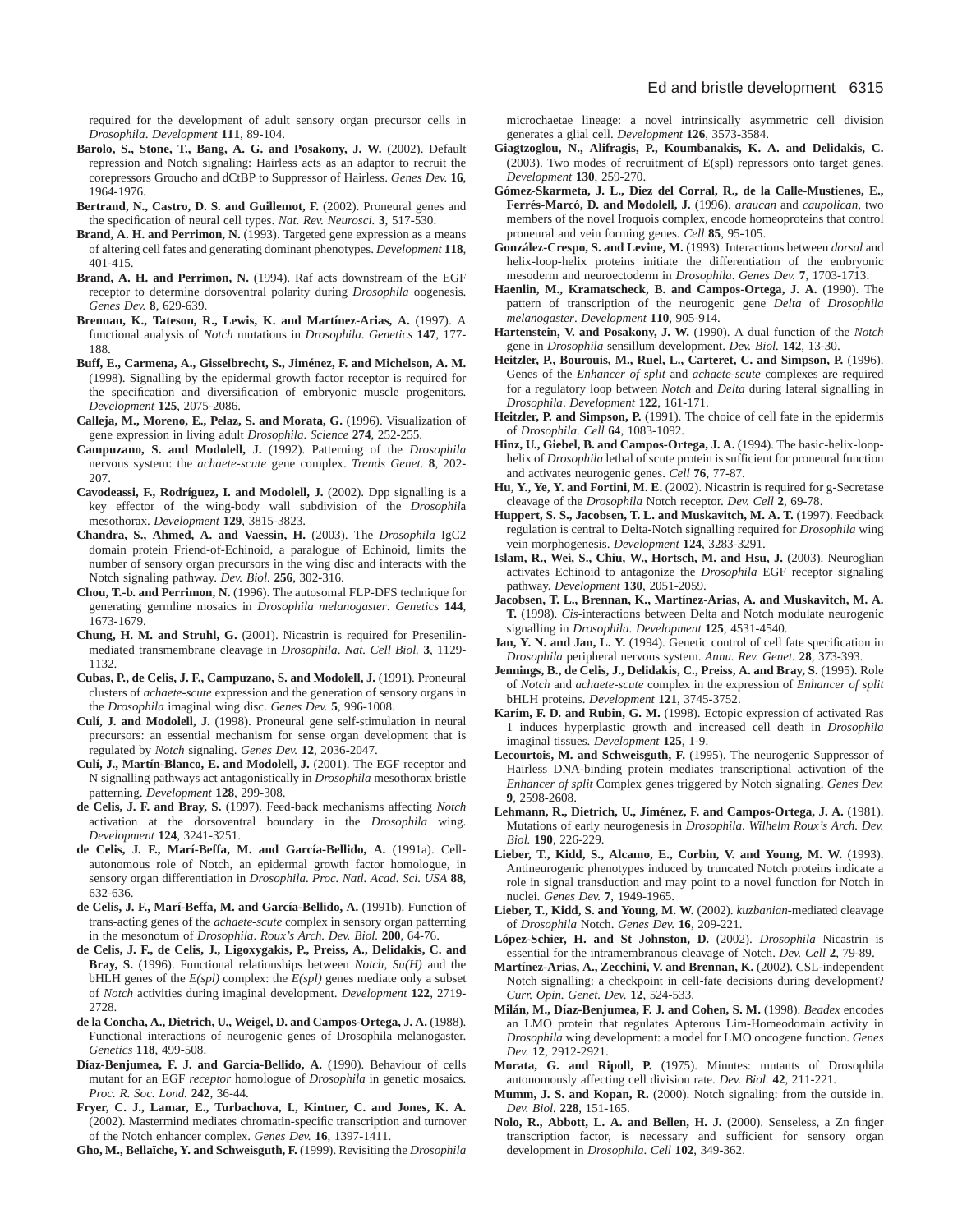required for the development of adult sensory organ precursor cells in *Drosophila*. *Development* **111**, 89-104.

**Barolo, S., Stone, T., Bang, A. G. and Posakony, J. W.** (2002). Default repression and Notch signaling: Hairless acts as an adaptor to recruit the corepressors Groucho and dCtBP to Suppressor of Hairless. *Genes Dev.* **16**, 1964-1976.

**Bertrand, N., Castro, D. S. and Guillemot, F.** (2002). Proneural genes and the specification of neural cell types. *Nat. Rev. Neurosci.* **3**, 517-530.

**Brand, A. H. and Perrimon, N.** (1993). Targeted gene expression as a means of altering cell fates and generating dominant phenotypes. *Development* **118**, 401-415.

**Brand, A. H. and Perrimon, N.** (1994). Raf acts downstream of the EGF receptor to determine dorsoventral polarity during *Drosophila* oogenesis. *Genes Dev.* **8**, 629-639.

**Brennan, K., Tateson, R., Lewis, K. and Martínez-Arias, A.** (1997). A functional analysis of *Notch* mutations in *Drosophila*. *Genetics* **147**, 177-188.

**Buff, E., Carmena, A., Gisselbrecht, S., Jiménez, F. and Michelson, A. M.** (1998). Signalling by the epidermal growth factor receptor is required for the specification and diversification of embryonic muscle progenitors. *Development* **125**, 2075-2086.

**Calleja, M., Moreno, E., Pelaz, S. and Morata, G.** (1996). Visualization of gene expression in living adult *Drosophila*. *Science* **274**, 252-255.

**Campuzano, S. and Modolell, J.** (1992). Patterning of the *Drosophila* nervous system: the *achaete-scute* gene complex. *Trends Genet.* **8**, 202-207.

**Cavodeassi, F., Rodríguez, I. and Modolell, J.** (2002). Dpp signaling is a key effector of the wing-body wall subdivision of the *Drosophila* mesothorax. *Development* **129**, 3815-3823.

**Chandra, S., Ahmed, A. and Vaessin, H.** (2003). The *Drosophila* IgC2 domain protein Friend-of-Echinoid, a paralogue of Echinoid, limits the number of sensory organ precursors in the wing disc and interacts with the Notch signaling pathway. *Dev. Biol.* **256**, 302-316.

**Chou, T.-b. and Perrimon, N.** (1996). The autosomal FLP-DFS technique for generating germline mosaics in *Drosophila melanogaster*. *Genetics* **144**, 1673-1679.

**Chung, H. M. and Struhl, G.** (2001). Nicastrin is required for Presenilin-mediated transmembrane cleavage in *Drosophila*. *Nat. Cell Biol.* **3**, 1129-1132.

**Cubas, P., de Celis, J. F., Campuzano, S. and Modolell, J.** (1991). Proneural clusters of *achaete-scute* expression and the generation of sensory organs in the *Drosophila* imaginal wing disc. *Genes Dev.* **5**, 996-1008.

**Culí, J. and Modolell, J.** (1998). Proneural gene self-stimulation in neural precursors: an essential mechanism for sense organ development that is regulated by *Notch* signaling. *Genes Dev.* **12**, 2036-2047.

**Culí, J., Martín-Blanco, E. and Modolell, J.** (2001). The EGF receptor and N signalling pathways act antagonistically in *Drosophila* mesothorax bristle patterning. *Development* **128**, 299-308.

**de Celis, J. F. and Bray, S.** (1997). Feed-back mechanisms affecting *Notch* activation at the dorsoventral boundary in the *Drosophila* wing. *Development* **124**, 3241-3251.

**de Celis, J. F., Marí-Beffa, M. and García-Bellido, A.** (1991a). Cell-autonomous role of Notch, an epidermal growth factor homologue, in sensory organ differentiation in *Drosophila*. *Proc. Natl. Acad. Sci. USA* **88**, 632-636.

**de Celis, J. F., Marí-Beffa, M. and García-Bellido, A.** (1991b). Function of trans-acting genes of the *achaete-scute* complex in sensory organ patterning in the mesonotum of *Drosophila*. *Roux's Arch. Dev. Biol.* **200**, 64-76.

**de Celis, J. F., de Celis, J., Ligoxygakis, P., Preiss, A., Delidakis, C. and Bray, S.** (1996). Functional relationships between *Notch*, *Su(H)* and the bHLH genes of the *E(spl)* complex: the *E(spl)* genes mediate only a subset of *Notch* activities during imaginal development. *Development* **122**, 2719-2728.

**de la Concha, A., Dietrich, U., Weigel, D. and Campos-Ortega, J. A.** (1988). Functional interactions of neurogenic genes of Drosophila melanogaster. *Genetics* **118**, 499-508.

**Díaz-Benjumea, F. J. and García-Bellido, A.** (1990). Behaviour of cells mutant for an EGF *receptor* homologue of *Drosophila* in genetic mosaics. *Proc. R. Soc. Lond.* **242**, 36-44.

**Fryer, C. J., Lamar, E., Turbachova, I., Kintner, C. and Jones, K. A.** (2002). Mastermind mediates chromatin-specific transcription and turnover of the Notch enhancer complex. *Genes Dev.* **16**, 1397-1411.

**Gho, M., Bellaïche, Y. and Schweisguth, F.** (1999). Revisiting the *Drosophila* microchaetae lineage: a novel intrinsically asymmetric cell division generates a glial cell. *Development* **126**, 3573-3584.

**Giagtzoglou, N., Alifragis, P., Koumbanakis, K. A. and Delidakis, C.** (2003). Two modes of recruitment of E(spl) repressors onto target genes. *Development* **130**, 259-270.

**Gómez-Skarmeta, J. L., Diez del Corral, R., de la Calle-Mustienes, E., Ferrés-Marcó, D. and Modolell, J.** (1996). *araucan* and *caupolican*, two members of the novel Iroquois complex, encode homeoproteins that control proneural and vein forming genes. *Cell* **85**, 95-105.

**González-Crespo, S. and Levine, M.** (1993). Interactions between *dorsal* and helix-loop-helix proteins initiate the differentiation of the embryonic mesoderm and neuroectoderm in *Drosophila*. *Genes Dev.* **7**, 1703-1713.

**Haenlin, M., Kramatscheck, B. and Campos-Ortega, J. A.** (1990). The pattern of transcription of the neurogenic gene *Delta* of *Drosophila melanogaster*. *Development* **110**, 905-914.

**Hartenstein, V. and Posakony, J. W.** (1990). A dual function of the *Notch* gene in *Drosophila* sensillum development. *Dev. Biol.* **142**, 13-30.

**Heitzler, P., Bourouis, M., Ruel, L., Carteret, C. and Simpson, P.** (1996). Genes of the *Enhancer of split* and *achaete-scute* complexes are required for a regulatory loop between *Notch* and *Delta* during lateral signalling in *Drosophila*. *Development* **122**, 161-171.

**Heitzler, P. and Simpson, P.** (1991). The choice of cell fate in the epidermis of *Drosophila*. *Cell* **64**, 1083-1092.

**Hinz, U., Giebel, B. and Campos-Ortega, J. A.** (1994). The basic-helix-loop-helix of *Drosophila* lethal of scute protein is sufficient for proneural function and activates neurogenic genes. *Cell* **76**, 77-87.

**Hu, Y., Ye, Y. and Fortini, M. E.** (2002). Nicastrin is required for g-Secretase cleavage of the *Drosophila* Notch receptor. *Dev. Cell* **2**, 69-78.

**Huppert, S. S., Jacobsen, T. L. and Muskavitch, M. A. T.** (1997). Feedback regulation is central to Delta-Notch signalling required for *Drosophila* wing vein morphogenesis. *Development* **124**, 3283-3291.

**Islam, R., Wei, S., Chiu, W., Hortsch, M. and Hsu, J.** (2003). Neuroglian activates Echinoid to antagonize the *Drosophila* EGF receptor signaling pathway. *Development* **130**, 2051-2059.

**Jacobsen, T. L., Brennan, K., Martínez-Arias, A. and Muskavitch, M. A. T.** (1998). *Cis*-interactions between Delta and Notch modulate neurogenic signalling in *Drosophila*. *Development* **125**, 4531-4540.

**Jan, Y. N. and Jan, L. Y.** (1994). Genetic control of cell fate specification in *Drosophila* peripheral nervous system. *Annu. Rev. Genet.* **28**, 373-393.

**Jennings, B., de Celis, J., Delidakis, C., Preiss, A. and Bray, S.** (1995). Role of *Notch* and *achaete-scute* complex in the expression of *Enhancer of split* bHLH proteins. *Development* **121**, 3745-3752.

**Karim, F. D. and Rubin, G. M.** (1998). Ectopic expression of activated Ras 1 induces hyperplastic growth and increased cell death in *Drosophila* imaginal tissues. *Development* **125**, 1-9.

**Lecourtois, M. and Schweisguth, F.** (1995). The neurogenic Suppressor of Hairless DNA-binding protein mediates transcriptional activation of the *Enhancer of split* Complex genes triggered by Notch signaling. *Genes Dev.* **9**, 2598-2608.

**Lehmann, R., Dietrich, U., Jiménez, F. and Campos-Ortega, J. A.** (1981). Mutations of early neurogenesis in *Drosophila*. *Wilhelm Roux's Arch. Dev. Biol.* **190**, 226-229.

**Lieber, T., Kidd, S., Alcamo, E., Corbin, V. and Young, M. W.** (1993). Antineurogenic phenotypes induced by truncated Notch proteins indicate a role in signal transduction and may point to a novel function for Notch in nuclei. *Genes Dev.* **7**, 1949-1965.

**Lieber, T., Kidd, S. and Young, M. W.** (2002). *kuzbanian*-mediated cleavage of *Drosophila* Notch. *Genes Dev.* **16**, 209-221.

**López-Schier, H. and St Johnston, D.** (2002). *Drosophila* Nicastrin is essential for the intramembranous cleavage of Notch. *Dev. Cell* **2**, 79-89.

**Martínez-Arias, A., Zecchini, V. and Brennan, K.** (2002). CSL-independent Notch signalling: a checkpoint in cell-fate decisions during development? *Curr. Opin. Genet. Dev.* **12**, 524-533.

**Milán, M., Díaz-Benjumea, F. J. and Cohen, S. M.** (1998). *Beadex* encodes an LMO protein that regulates Apterous Lim-Homeodomain activity in *Drosophila* wing development: a model for LMO oncogene function. *Genes Dev.* **12**, 2912-2921.

**Morata, G. and Ripoll, P.** (1975). Minutes: mutants of Drosophila autonomously affecting cell division rate. *Dev. Biol.* **42**, 211-221.

**Mumm, J. S. and Kopan, R.** (2000). Notch signaling: from the outside in. *Dev. Biol.* **228**, 151-165.

**Nolo, R., Abbott, L. A. and Bellen, H. J.** (2000). Senseless, a Zn finger transcription factor, is necessary and sufficient for sensory organ development in *Drosophila*. *Cell* **102**, 349-362.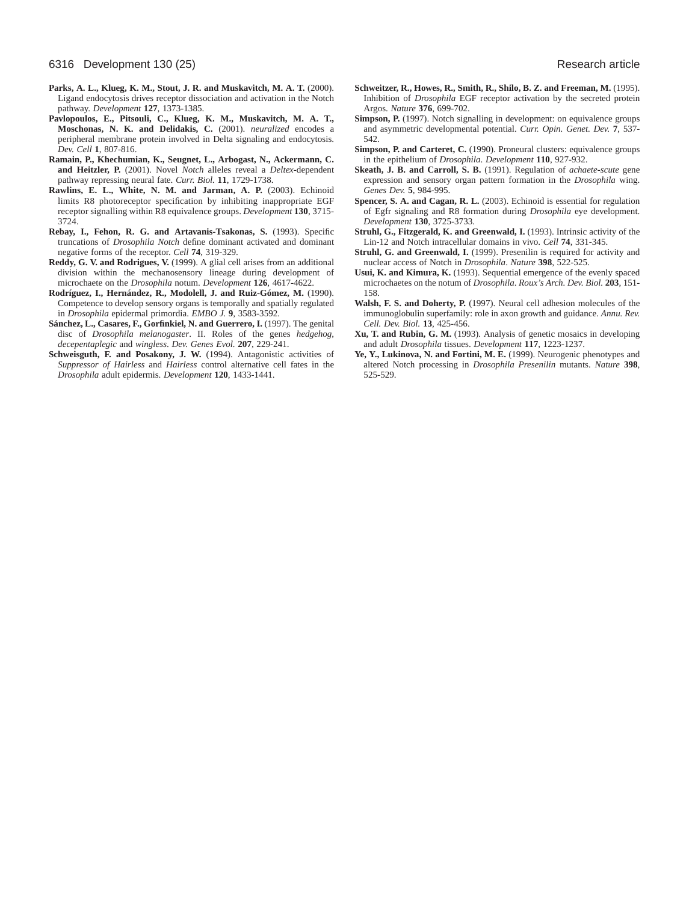**Parks, A. L., Klueg, K. M., Stout, J. R. and Muskavitch, M. A. T.** (2000). Ligand endocytosis drives receptor dissociation and activation in the Notch pathway. *Development* **127**, 1373-1385.

**Pavlopoulos, E., Pitsouli, C., Klueg, K. M., Muskavitch, M. A. T., Moschonas, N. K. and Delidakis, C.** (2001). *neuralized* encodes a peripheral membrane protein involved in Delta signaling and endocytosis. *Dev. Cell* **1**, 807-816.

**Ramain, P., Khechumian, K., Seugnet, L., Arbogast, N., Ackermann, C. and Heitzler, P.** (2001). Novel *Notch* alleles reveal a *Deltex*-dependent pathway repressing neural fate. *Curr. Biol.* **11**, 1729-1738.

**Rawlins, E. L., White, N. M. and Jarman, A. P.** (2003). Echinoid limits R8 photoreceptor specification by inhibiting inappropriate EGF receptor signalling within R8 equivalence groups. *Development* **130**, 3715-3724.

**Rebay, I., Fehon, R. G. and Artavanis-Tsakonas, S.** (1993). Specific truncations of *Drosophila Notch* define dominant activated and dominant negative forms of the receptor. *Cell* **74**, 319-329.

**Reddy, G. V. and Rodrigues, V.** (1999). A glial cell arises from an additional division within the mechanosensory lineage during development of microchaete on the *Drosophila* notum. *Development* **126**, 4617-4622.

**Rodríguez, I., Hernández, R., Modolell, J. and Ruiz-Gómez, M.** (1990). Competence to develop sensory organs is temporally and spatially regulated in *Drosophila* epidermal primordia. *EMBO J.* **9**, 3583-3592.

**Sánchez, L., Casares, F., Gorfinkiel, N. and Guerrero, I.** (1997). The genital disc of *Drosophila melanogaster*. II. Roles of the genes *hedgehog*, *decepentaplegic* and *wingless*. *Dev. Genes Evol.* **207**, 229-241.

**Schweisguth, F. and Posakony, J. W.** (1994). Antagonistic activities of *Suppressor of Hairless* and *Hairless* control alternative cell fates in the *Drosophila* adult epidermis. *Development* **120**, 1433-1441.

**Schweitzer, R., Howes, R., Smith, R., Shilo, B. Z. and Freeman, M.** (1995). Inhibition of *Drosophila* EGF receptor activation by the secreted protein Argos. *Nature* **376**, 699-702.

**Simpson, P.** (1997). Notch signalling in development: on equivalence groups and asymmetric developmental potential. *Curr. Opin. Genet. Dev.* **7**, 537-542.

**Simpson, P. and Carteret, C.** (1990). Proneural clusters: equivalence groups in the epithelium of *Drosophila*. *Development* **110**, 927-932.

**Skeath, J. B. and Carroll, S. B.** (1991). Regulation of *achaete-scute* gene expression and sensory organ pattern formation in the *Drosophila* wing. *Genes Dev.* **5**, 984-995.

**Spencer, S. A. and Cagan, R. L.** (2003). Echinoid is essential for regulation of Egfr signaling and R8 formation during *Drosophila* eye development. *Development* **130**, 3725-3733.

**Struhl, G., Fitzgerald, K. and Greenwald, I.** (1993). Intrinsic activity of the Lin-12 and Notch intracellular domains in vivo. *Cell* **74**, 331-345.

**Struhl, G. and Greenwald, I.** (1999). Presenilin is required for activity and nuclear access of Notch in *Drosophila*. *Nature* **398**, 522-525.

**Usui, K. and Kimura, K.** (1993). Sequential emergence of the evenly spaced microchaetes on the notum of *Drosophila*. *Roux's Arch. Dev. Biol.* **203**, 151-158.

**Walsh, F. S. and Doherty, P.** (1997). Neural cell adhesion molecules of the immunoglobulin superfamily: role in axon growth and guidance. *Annu. Rev. Cell. Dev. Biol.* **13**, 425-456.

**Xu, T. and Rubin, G. M.** (1993). Analysis of genetic mosaics in developing and adult *Drosophila* tissues. *Development* **117**, 1223-1237.

**Ye, Y., Lukinova, N. and Fortini, M. E.** (1999). Neurogenic phenotypes and altered Notch processing in *Drosophila Presenilin* mutants. *Nature* **398**, 525-529.